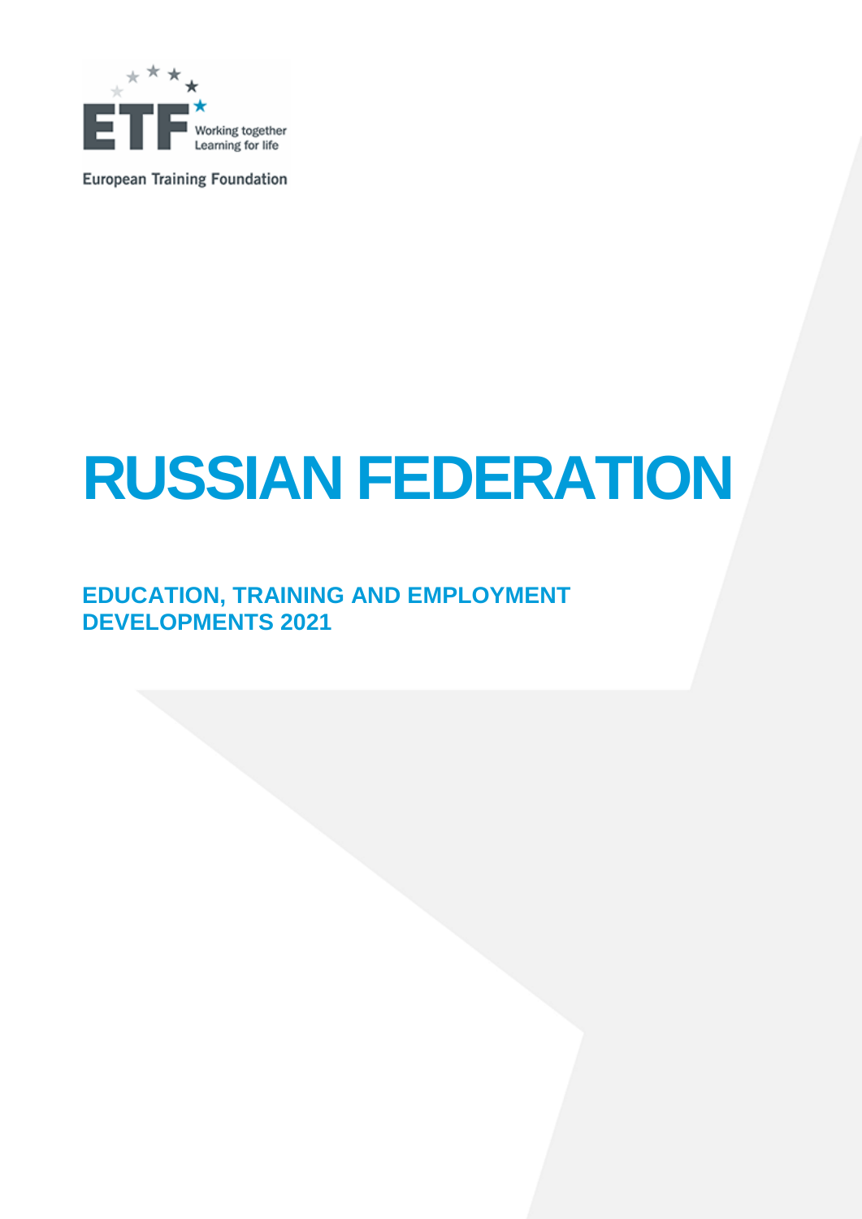ETF Working together Learning for life

European Training Foundation

# RUSSIAN FEDERATION

## EDUCATION, TRAINING AND EMPLOYMENT DEVELOPMENTS 2021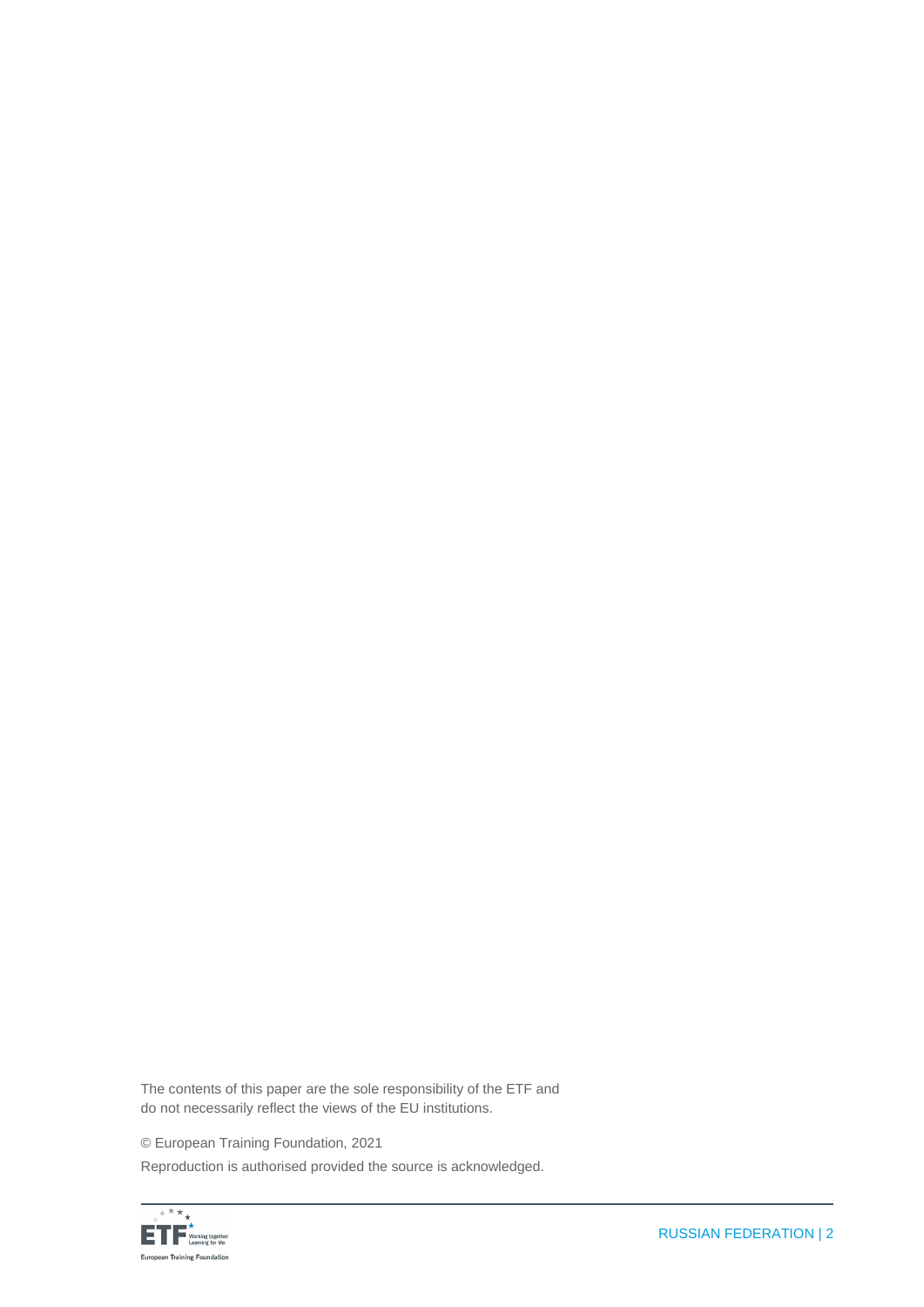The contents of this paper are the sole responsibility of the ETF and do not necessarily reflect the views of the EU institutions.

© European Training Foundation, 2021

Reproduction is authorised provided the source is acknowledged.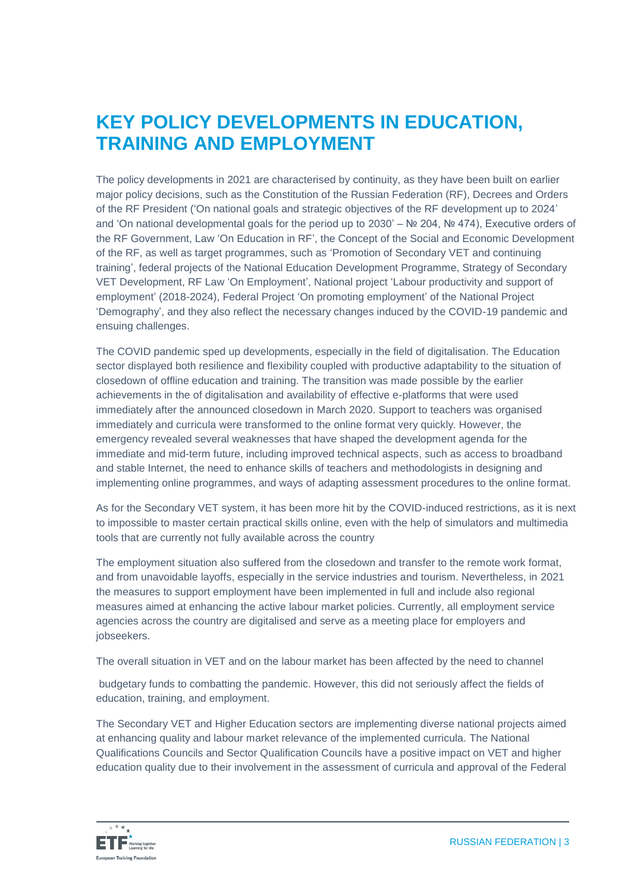# KEY POLICY DEVELOPMENTS IN EDUCATION, TRAINING AND EMPLOYMENT

The policy developments in 2021 are characterised by continuity, as they have been built on earlier major policy decisions, such as the Constitution of the Russian Federation (RF), Decrees and Orders of the RF President ('On national goals and strategic objectives of the RF development up to 2024' and 'On national developmental goals for the period up to 2030' – № 204, № 474), Executive orders of the RF Government, Law 'On Education in RF', the Concept of the Social and Economic Development of the RF, as well as target programmes, such as 'Promotion of Secondary VET and continuing training', federal projects of the National Education Development Programme, Strategy of Secondary VET Development, RF Law 'On Employment', National project 'Labour productivity and support of employment' (2018-2024), Federal Project 'On promoting employment' of the National Project 'Demography', and they also reflect the necessary changes induced by the COVID-19 pandemic and ensuing challenges.

The COVID pandemic sped up developments, especially in the field of digitalisation. The Education sector displayed both resilience and flexibility coupled with productive adaptability to the situation of closedown of offline education and training. The transition was made possible by the earlier achievements in the of digitalisation and availability of effective e-platforms that were used immediately after the announced closedown in March 2020. Support to teachers was organised immediately and curricula were transformed to the online format very quickly. However, the emergency revealed several weaknesses that have shaped the development agenda for the immediate and mid-term future, including improved technical aspects, such as access to broadband and stable Internet, the need to enhance skills of teachers and methodologists in designing and implementing online programmes, and ways of adapting assessment procedures to the online format.

As for the Secondary VET system, it has been more hit by the COVID-induced restrictions, as it is next to impossible to master certain practical skills online, even with the help of simulators and multimedia tools that are currently not fully available across the country

The employment situation also suffered from the closedown and transfer to the remote work format, and from unavoidable layoffs, especially in the service industries and tourism. Nevertheless, in 2021 the measures to support employment have been implemented in full and include also regional measures aimed at enhancing the active labour market policies. Currently, all employment service agencies across the country are digitalised and serve as a meeting place for employers and jobseekers.

The overall situation in VET and on the labour market has been affected by the need to channel

budgetary funds to combatting the pandemic. However, this did not seriously affect the fields of education, training, and employment.

The Secondary VET and Higher Education sectors are implementing diverse national projects aimed at enhancing quality and labour market relevance of the implemented curricula. The National Qualifications Councils and Sector Qualification Councils have a positive impact on VET and higher education quality due to their involvement in the assessment of curricula and approval of the Federal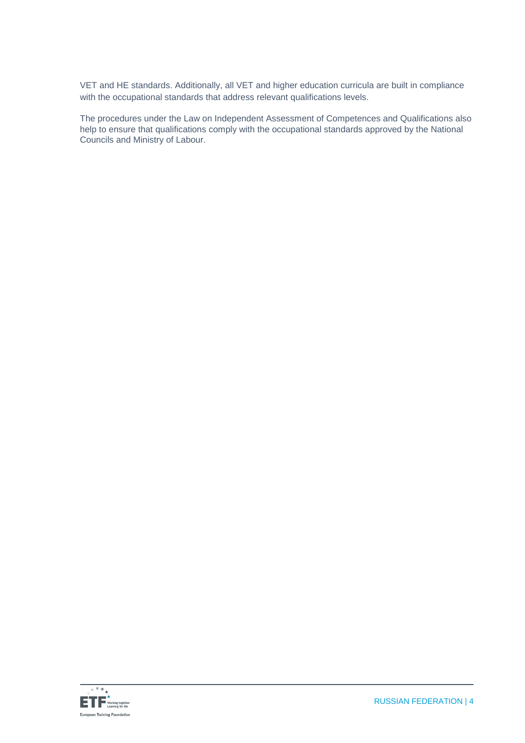VET and HE standards. Additionally, all VET and higher education curricula are built in compliance with the occupational standards that address relevant qualifications levels.

The procedures under the Law on Independent Assessment of Competences and Qualifications also help to ensure that qualifications comply with the occupational standards approved by the National Councils and Ministry of Labour.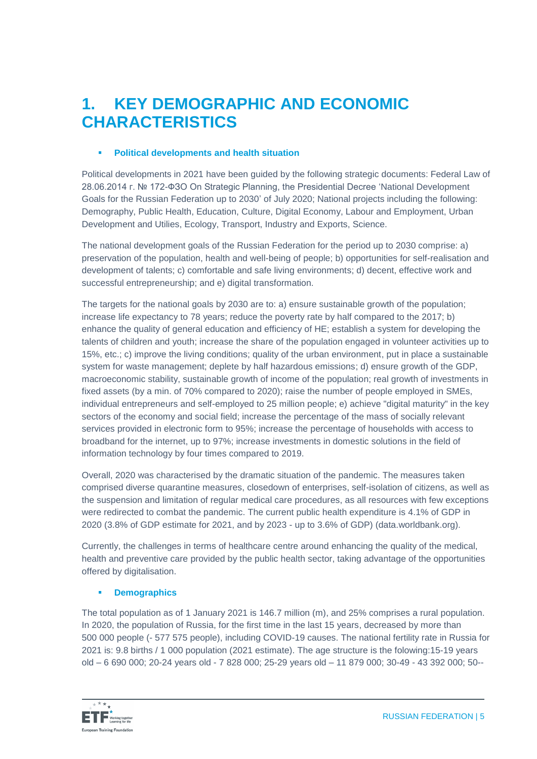# 1. KEY DEMOGRAPHIC AND ECONOMIC CHARACTERISTICS

- **Political developments and health situation**

Political developments in 2021 have been guided by the following strategic documents: Federal Law of 28.06.2014 г. № 172-ФЗО On Strategic Planning, the Presidential Decree 'National Development Goals for the Russian Federation up to 2030' of July 2020; National projects including the following: Demography, Public Health, Education, Culture, Digital Economy, Labour and Employment, Urban Development and Utilies, Ecology, Transport, Industry and Exports, Science.

The national development goals of the Russian Federation for the period up to 2030 comprise: a) preservation of the population, health and well-being of people; b) opportunities for self-realisation and development of talents; c) comfortable and safe living environments; d) decent, effective work and successful entrepreneurship; and e) digital transformation.

The targets for the national goals by 2030 are to: a) ensure sustainable growth of the population; increase life expectancy to 78 years; reduce the poverty rate by half compared to the 2017; b) enhance the quality of general education and efficiency of HE; establish a system for developing the talents of children and youth; increase the share of the population engaged in volunteer activities up to 15%, etc.; c) improve the living conditions; quality of the urban environment, put in place a sustainable system for waste management; deplete by half hazardous emissions; d) ensure growth of the GDP, macroeconomic stability, sustainable growth of income of the population; real growth of investments in fixed assets (by a min. of 70% compared to 2020); raise the number of people employed in SMEs, individual entrepreneurs and self-employed to 25 million people; e) achieve "digital maturity" in the key sectors of the economy and social field; increase the percentage of the mass of socially relevant services provided in electronic form to 95%; increase the percentage of households with access to broadband for the internet, up to 97%; increase investments in domestic solutions in the field of information technology by four times compared to 2019.

Overall, 2020 was characterised by the dramatic situation of the pandemic. The measures taken comprised diverse quarantine measures, closedown of enterprises, self-isolation of citizens, as well as the suspension and limitation of regular medical care procedures, as all resources with few exceptions were redirected to combat the pandemic. The current public health expenditure is 4.1% of GDP in 2020 (3.8% of GDP estimate for 2021, and by 2023 - up to 3.6% of GDP) (data.worldbank.org).

Currently, the challenges in terms of healthcare centre around enhancing the quality of the medical, health and preventive care provided by the public health sector, taking advantage of the opportunities offered by digitalisation.

- **Demographics**

The total population as of 1 January 2021 is 146.7 million (m), and 25% comprises a rural population. In 2020, the population of Russia, for the first time in the last 15 years, decreased by more than 500 000 people (- 577 575 people), including COVID-19 causes. The national fertility rate in Russia for 2021 is: 9.8 births / 1 000 population (2021 estimate). The age structure is the folowing:15-19 years old – 6 690 000; 20-24 years old - 7 828 000; 25-29 years old – 11 879 000; 30-49 - 43 392 000; 50--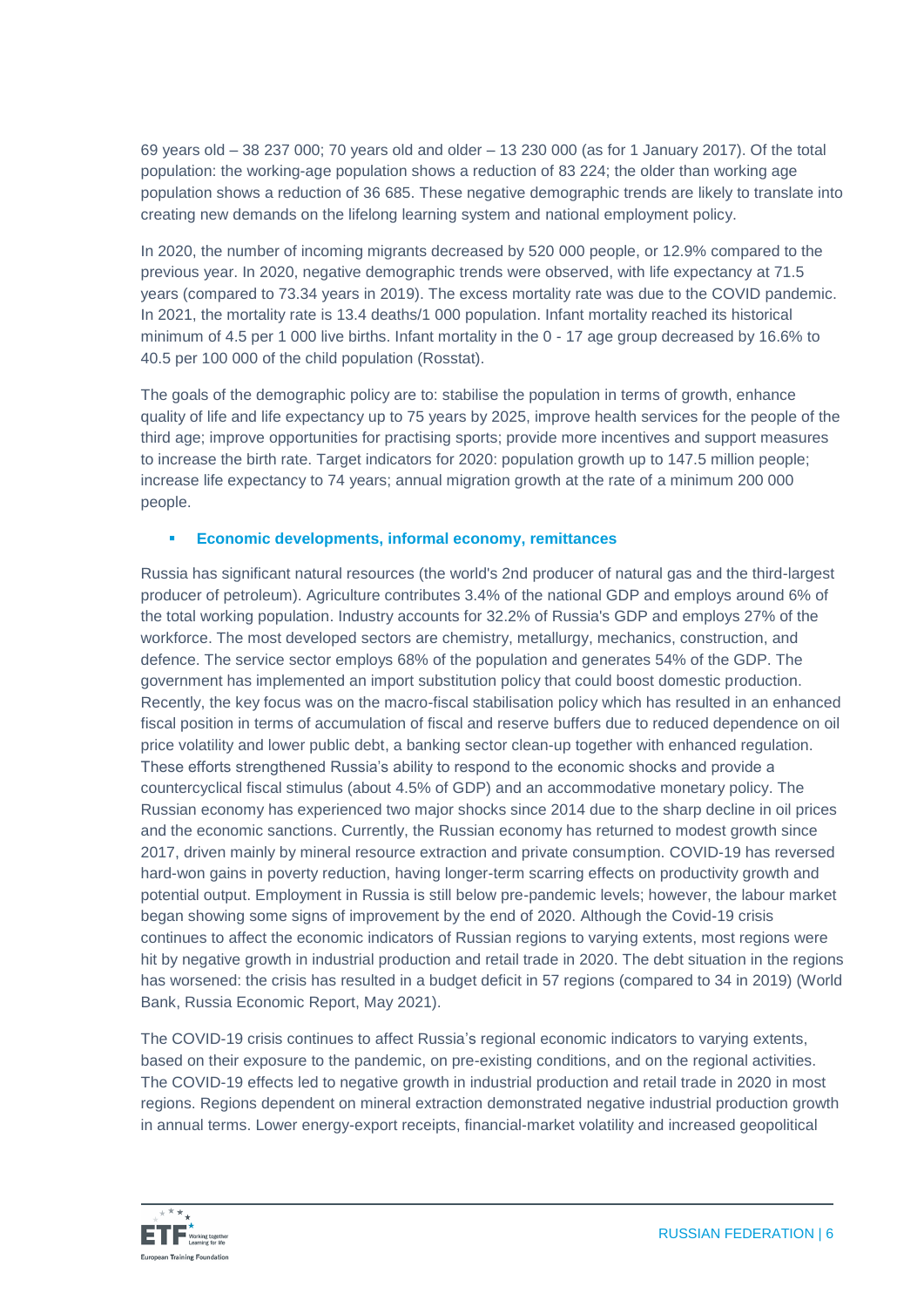69 years old – 38 237 000; 70 years old and older – 13 230 000 (as for 1 January 2017). Of the total population: the working-age population shows a reduction of 83 224; the older than working age population shows a reduction of 36 685. These negative demographic trends are likely to translate into creating new demands on the lifelong learning system and national employment policy.

In 2020, the number of incoming migrants decreased by 520 000 people, or 12.9% compared to the previous year. In 2020, negative demographic trends were observed, with life expectancy at 71.5 years (compared to 73.34 years in 2019). The excess mortality rate was due to the COVID pandemic. In 2021, the mortality rate is 13.4 deaths/1 000 population. Infant mortality reached its historical minimum of 4.5 per 1 000 live births. Infant mortality in the 0 - 17 age group decreased by 16.6% to 40.5 per 100 000 of the child population (Rosstat).

The goals of the demographic policy are to: stabilise the population in terms of growth, enhance quality of life and life expectancy up to 75 years by 2025, improve health services for the people of the third age; improve opportunities for practising sports; provide more incentives and support measures to increase the birth rate. Target indicators for 2020: population growth up to 147.5 million people; increase life expectancy to 74 years; annual migration growth at the rate of a minimum 200 000 people.

- **Economic developments, informal economy, remittances**

Russia has significant natural resources (the world's 2nd producer of natural gas and the third-largest producer of petroleum). Agriculture contributes 3.4% of the national GDP and employs around 6% of the total working population. Industry accounts for 32.2% of Russia's GDP and employs 27% of the workforce. The most developed sectors are chemistry, metallurgy, mechanics, construction, and defence. The service sector employs 68% of the population and generates 54% of the GDP. The government has implemented an import substitution policy that could boost domestic production. Recently, the key focus was on the macro-fiscal stabilisation policy which has resulted in an enhanced fiscal position in terms of accumulation of fiscal and reserve buffers due to reduced dependence on oil price volatility and lower public debt, a banking sector clean-up together with enhanced regulation. These efforts strengthened Russia's ability to respond to the economic shocks and provide a countercyclical fiscal stimulus (about 4.5% of GDP) and an accommodative monetary policy. The Russian economy has experienced two major shocks since 2014 due to the sharp decline in oil prices and the economic sanctions. Currently, the Russian economy has returned to modest growth since 2017, driven mainly by mineral resource extraction and private consumption. COVID-19 has reversed hard-won gains in poverty reduction, having longer-term scarring effects on productivity growth and potential output. Employment in Russia is still below pre-pandemic levels; however, the labour market began showing some signs of improvement by the end of 2020. Although the Covid-19 crisis continues to affect the economic indicators of Russian regions to varying extents, most regions were hit by negative growth in industrial production and retail trade in 2020. The debt situation in the regions has worsened: the crisis has resulted in a budget deficit in 57 regions (compared to 34 in 2019) (World Bank, Russia Economic Report, May 2021).

The COVID-19 crisis continues to affect Russia's regional economic indicators to varying extents, based on their exposure to the pandemic, on pre-existing conditions, and on the regional activities. The COVID-19 effects led to negative growth in industrial production and retail trade in 2020 in most regions. Regions dependent on mineral extraction demonstrated negative industrial production growth in annual terms. Lower energy-export receipts, financial-market volatility and increased geopolitical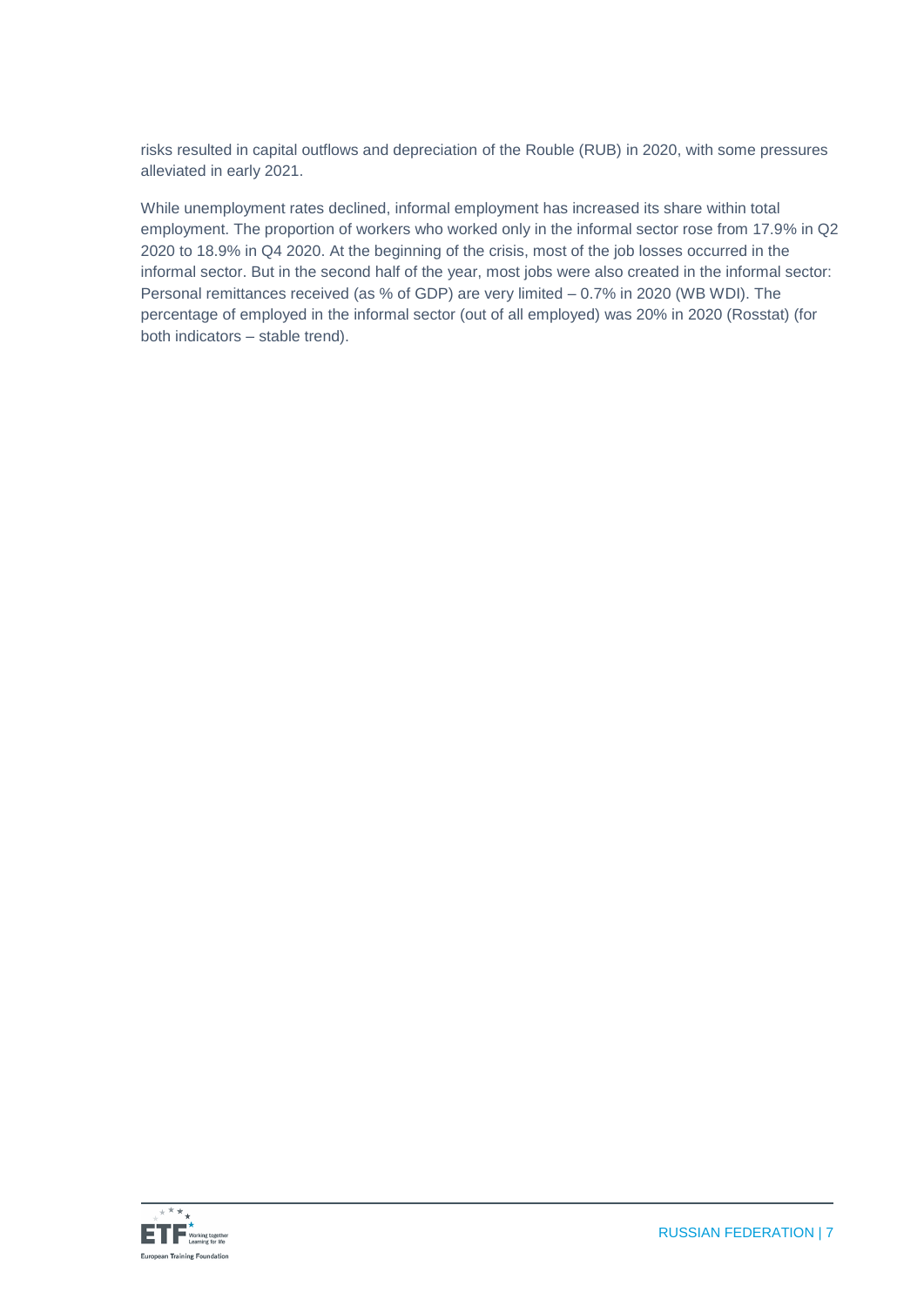risks resulted in capital outflows and depreciation of the Rouble (RUB) in 2020, with some pressures alleviated in early 2021.

While unemployment rates declined, informal employment has increased its share within total employment. The proportion of workers who worked only in the informal sector rose from 17.9% in Q2 2020 to 18.9% in Q4 2020. At the beginning of the crisis, most of the job losses occurred in the informal sector. But in the second half of the year, most jobs were also created in the informal sector: Personal remittances received (as % of GDP) are very limited – 0.7% in 2020 (WB WDI). The percentage of employed in the informal sector (out of all employed) was 20% in 2020 (Rosstat) (for both indicators – stable trend).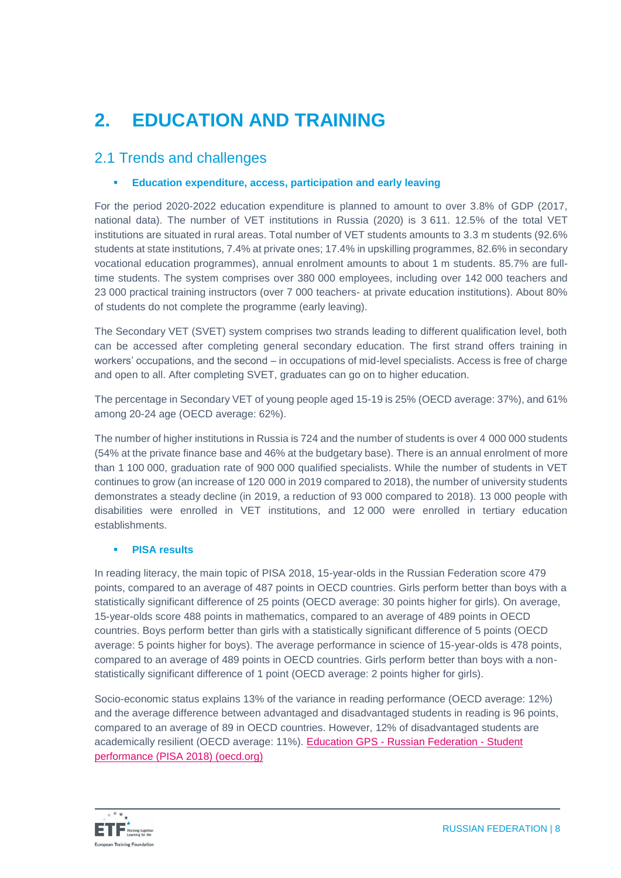# 2. EDUCATION AND TRAINING

## 2.1 Trends and challenges

- **Education expenditure, access, participation and early leaving**

For the period 2020-2022 education expenditure is planned to amount to over 3.8% of GDP (2017, national data). The number of VET institutions in Russia (2020) is 3 611. 12.5% of the total VET institutions are situated in rural areas. Total number of VET students amounts to 3.3 m students (92.6% students at state institutions, 7.4% at private ones; 17.4% in upskilling programmes, 82.6% in secondary vocational education programmes), annual enrolment amounts to about 1 m students. 85.7% are full-time students. The system comprises over 380 000 employees, including over 142 000 teachers and 23 000 practical training instructors (over 7 000 teachers- at private education institutions). About 80% of students do not complete the programme (early leaving).

The Secondary VET (SVET) system comprises two strands leading to different qualification level, both can be accessed after completing general secondary education. The first strand offers training in workers' occupations, and the second – in occupations of mid-level specialists. Access is free of charge and open to all. After completing SVET, graduates can go on to higher education.

The percentage in Secondary VET of young people aged 15-19 is 25% (OECD average: 37%), and 61% among 20-24 age (OECD average: 62%).

The number of higher institutions in Russia is 724 and the number of students is over 4 000 000 students (54% at the private finance base and 46% at the budgetary base). There is an annual enrolment of more than 1 100 000, graduation rate of 900 000 qualified specialists. While the number of students in VET continues to grow (an increase of 120 000 in 2019 compared to 2018), the number of university students demonstrates a steady decline (in 2019, a reduction of 93 000 compared to 2018). 13 000 people with disabilities were enrolled in VET institutions, and 12 000 were enrolled in tertiary education establishments.

- **PISA results**

In reading literacy, the main topic of PISA 2018, 15-year-olds in the Russian Federation score 479 points, compared to an average of 487 points in OECD countries. Girls perform better than boys with a statistically significant difference of 25 points (OECD average: 30 points higher for girls). On average, 15-year-olds score 488 points in mathematics, compared to an average of 489 points in OECD countries. Boys perform better than girls with a statistically significant difference of 5 points (OECD average: 5 points higher for boys). The average performance in science of 15-year-olds is 478 points, compared to an average of 489 points in OECD countries. Girls perform better than boys with a non-statistically significant difference of 1 point (OECD average: 2 points higher for girls).

Socio-economic status explains 13% of the variance in reading performance (OECD average: 12%) and the average difference between advantaged and disadvantaged students in reading is 96 points, compared to an average of 89 in OECD countries. However, 12% of disadvantaged students are academically resilient (OECD average: 11%). [Education GPS - Russian Federation - Student performance (PISA 2018) (oecd.org)]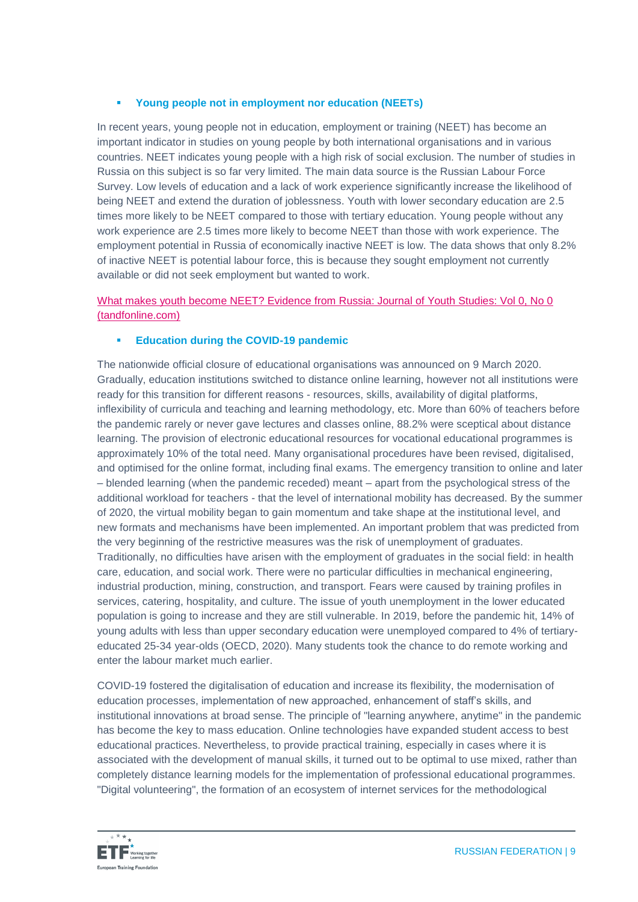- **Young people not in employment nor education (NEETs)**

In recent years, young people not in education, employment or training (NEET) has become an important indicator in studies on young people by both international organisations and in various countries. NEET indicates young people with a high risk of social exclusion. The number of studies in Russia on this subject is so far very limited. The main data source is the Russian Labour Force Survey. Low levels of education and a lack of work experience significantly increase the likelihood of being NEET and extend the duration of joblessness. Youth with lower secondary education are 2.5 times more likely to be NEET compared to those with tertiary education. Young people without any work experience are 2.5 times more likely to become NEET than those with work experience. The employment potential in Russia of economically inactive NEET is low. The data shows that only 8.2% of inactive NEET is potential labour force, this is because they sought employment not currently available or did not seek employment but wanted to work.

[What makes youth become NEET? Evidence from Russia: Journal of Youth Studies: Vol 0, No 0 (tandfonline.com)]

- **Education during the COVID-19 pandemic**

The nationwide official closure of educational organisations was announced on 9 March 2020. Gradually, education institutions switched to distance online learning, however not all institutions were ready for this transition for different reasons - resources, skills, availability of digital platforms, inflexibility of curricula and teaching and learning methodology, etc. More than 60% of teachers before the pandemic rarely or never gave lectures and classes online, 88.2% were sceptical about distance learning. The provision of electronic educational resources for vocational educational programmes is approximately 10% of the total need. Many organisational procedures have been revised, digitalised, and optimised for the online format, including final exams. The emergency transition to online and later – blended learning (when the pandemic receded) meant – apart from the psychological stress of the additional workload for teachers - that the level of international mobility has decreased. By the summer of 2020, the virtual mobility began to gain momentum and take shape at the institutional level, and new formats and mechanisms have been implemented. An important problem that was predicted from the very beginning of the restrictive measures was the risk of unemployment of graduates. Traditionally, no difficulties have arisen with the employment of graduates in the social field: in health care, education, and social work. There were no particular difficulties in mechanical engineering, industrial production, mining, construction, and transport. Fears were caused by training profiles in services, catering, hospitality, and culture. The issue of youth unemployment in the lower educated population is going to increase and they are still vulnerable. In 2019, before the pandemic hit, 14% of young adults with less than upper secondary education were unemployed compared to 4% of tertiary-educated 25-34 year-olds (OECD, 2020). Many students took the chance to do remote working and enter the labour market much earlier.

COVID-19 fostered the digitalisation of education and increase its flexibility, the modernisation of education processes, implementation of new approached, enhancement of staff's skills, and institutional innovations at broad sense. The principle of "learning anywhere, anytime" in the pandemic has become the key to mass education. Online technologies have expanded student access to best educational practices. Nevertheless, to provide practical training, especially in cases where it is associated with the development of manual skills, it turned out to be optimal to use mixed, rather than completely distance learning models for the implementation of professional educational programmes. "Digital volunteering", the formation of an ecosystem of internet services for the methodological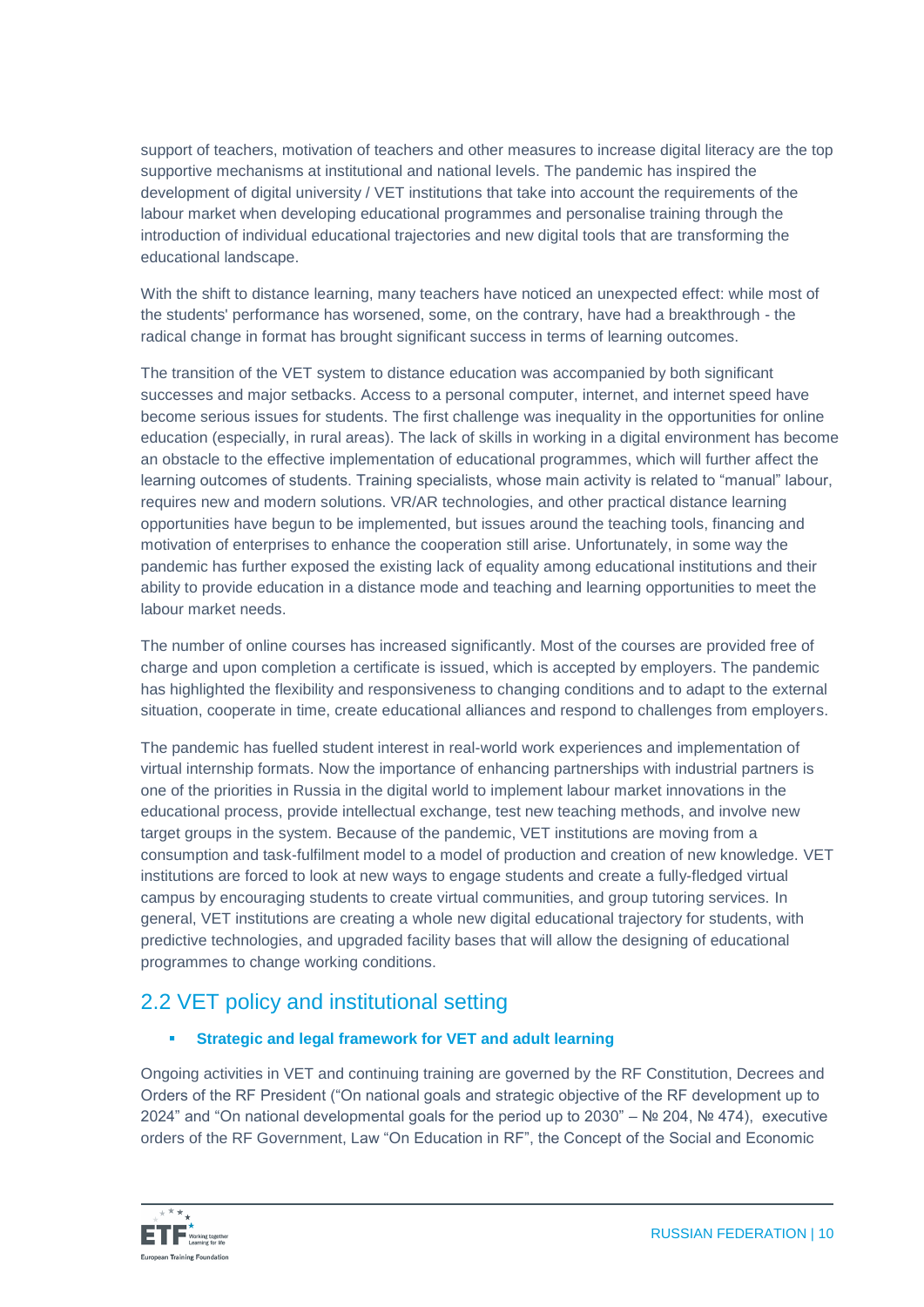support of teachers, motivation of teachers and other measures to increase digital literacy are the top supportive mechanisms at institutional and national levels. The pandemic has inspired the development of digital university / VET institutions that take into account the requirements of the labour market when developing educational programmes and personalise training through the introduction of individual educational trajectories and new digital tools that are transforming the educational landscape.

With the shift to distance learning, many teachers have noticed an unexpected effect: while most of the students' performance has worsened, some, on the contrary, have had a breakthrough - the radical change in format has brought significant success in terms of learning outcomes.

The transition of the VET system to distance education was accompanied by both significant successes and major setbacks. Access to a personal computer, internet, and internet speed have become serious issues for students. The first challenge was inequality in the opportunities for online education (especially, in rural areas). The lack of skills in working in a digital environment has become an obstacle to the effective implementation of educational programmes, which will further affect the learning outcomes of students. Training specialists, whose main activity is related to "manual" labour, requires new and modern solutions. VR/AR technologies, and other practical distance learning opportunities have begun to be implemented, but issues around the teaching tools, financing and motivation of enterprises to enhance the cooperation still arise. Unfortunately, in some way the pandemic has further exposed the existing lack of equality among educational institutions and their ability to provide education in a distance mode and teaching and learning opportunities to meet the labour market needs.

The number of online courses has increased significantly. Most of the courses are provided free of charge and upon completion a certificate is issued, which is accepted by employers. The pandemic has highlighted the flexibility and responsiveness to changing conditions and to adapt to the external situation, cooperate in time, create educational alliances and respond to challenges from employers.

The pandemic has fuelled student interest in real-world work experiences and implementation of virtual internship formats. Now the importance of enhancing partnerships with industrial partners is one of the priorities in Russia in the digital world to implement labour market innovations in the educational process, provide intellectual exchange, test new teaching methods, and involve new target groups in the system. Because of the pandemic, VET institutions are moving from a consumption and task-fulfilment model to a model of production and creation of new knowledge. VET institutions are forced to look at new ways to engage students and create a fully-fledged virtual campus by encouraging students to create virtual communities, and group tutoring services. In general, VET institutions are creating a whole new digital educational trajectory for students, with predictive technologies, and upgraded facility bases that will allow the designing of educational programmes to change working conditions.

## 2.2 VET policy and institutional setting

- **Strategic and legal framework for VET and adult learning**

Ongoing activities in VET and continuing training are governed by the RF Constitution, Decrees and Orders of the RF President ("On national goals and strategic objective of the RF development up to 2024" and "On national developmental goals for the period up to 2030" – № 204, № 474), executive orders of the RF Government, Law "On Education in RF", the Concept of the Social and Economic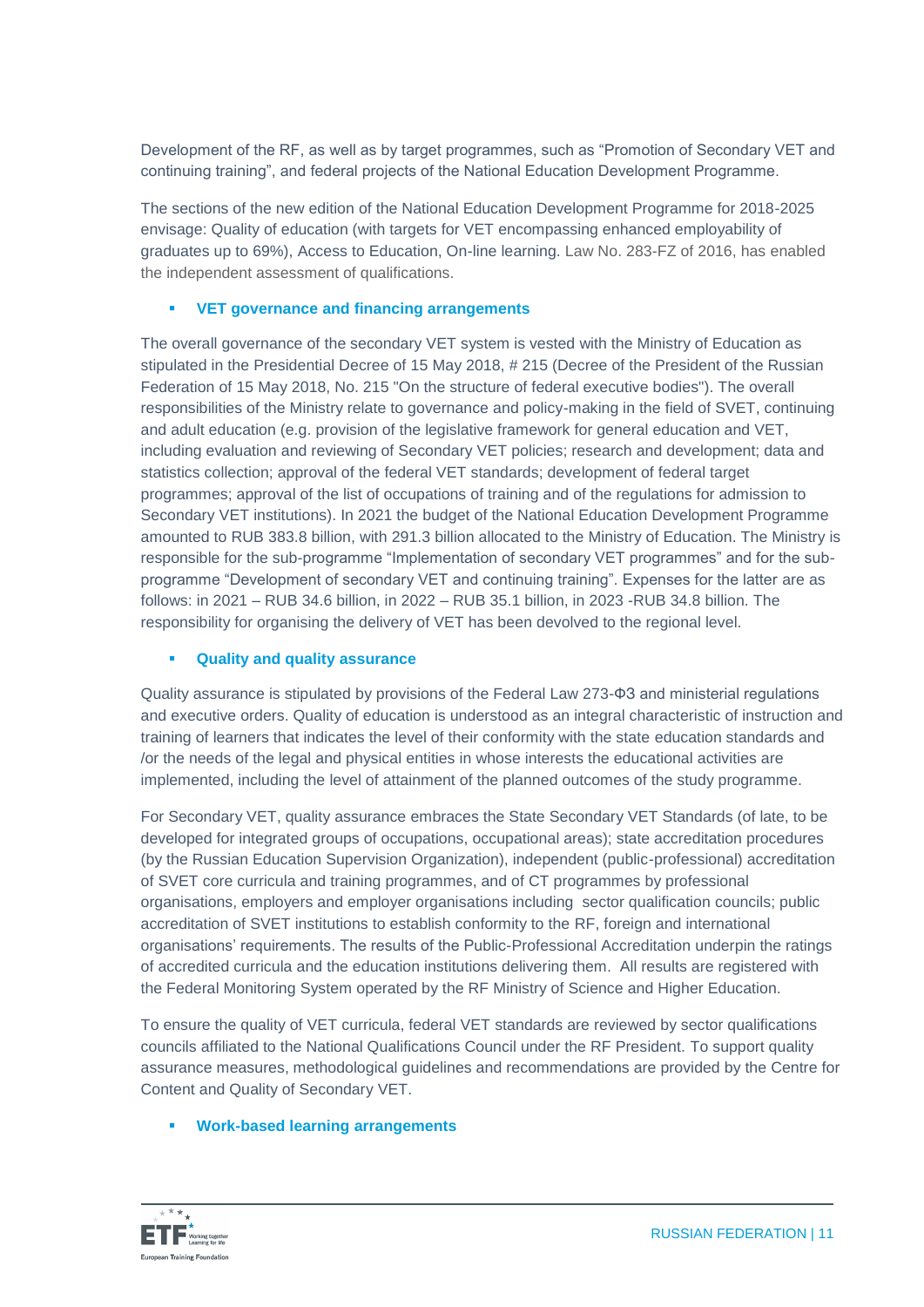Development of the RF, as well as by target programmes, such as “Promotion of Secondary VET and continuing training”, and federal projects of the National Education Development Programme.

The sections of the new edition of the National Education Development Programme for 2018-2025 envisage: Quality of education (with targets for VET encompassing enhanced employability of graduates up to 69%), Access to Education, On-line learning. Law No. 283-FZ of 2016, has enabled the independent assessment of qualifications.

- **VET governance and financing arrangements**

The overall governance of the secondary VET system is vested with the Ministry of Education as stipulated in the Presidential Decree of 15 May 2018, # 215 (Decree of the President of the Russian Federation of 15 May 2018, No. 215 "On the structure of federal executive bodies"). The overall responsibilities of the Ministry relate to governance and policy-making in the field of SVET, continuing and adult education (e.g. provision of the legislative framework for general education and VET, including evaluation and reviewing of Secondary VET policies; research and development; data and statistics collection; approval of the federal VET standards; development of federal target programmes; approval of the list of occupations of training and of the regulations for admission to Secondary VET institutions). In 2021 the budget of the National Education Development Programme amounted to RUB 383.8 billion, with 291.3 billion allocated to the Ministry of Education. The Ministry is responsible for the sub-programme “Implementation of secondary VET programmes” and for the sub-programme “Development of secondary VET and continuing training”. Expenses for the latter are as follows: in 2021 – RUB 34.6 billion, in 2022 – RUB 35.1 billion, in 2023 -RUB 34.8 billion. The responsibility for organising the delivery of VET has been devolved to the regional level.

- **Quality and quality assurance**

Quality assurance is stipulated by provisions of the Federal Law 273-ФЗ and ministerial regulations and executive orders. Quality of education is understood as an integral characteristic of instruction and training of learners that indicates the level of their conformity with the state education standards and /or the needs of the legal and physical entities in whose interests the educational activities are implemented, including the level of attainment of the planned outcomes of the study programme.

For Secondary VET, quality assurance embraces the State Secondary VET Standards (of late, to be developed for integrated groups of occupations, occupational areas); state accreditation procedures (by the Russian Education Supervision Organization), independent (public-professional) accreditation of SVET core curricula and training programmes, and of CT programmes by professional organisations, employers and employer organisations including sector qualification councils; public accreditation of SVET institutions to establish conformity to the RF, foreign and international organisations’ requirements. The results of the Public-Professional Accreditation underpin the ratings of accredited curricula and the education institutions delivering them. All results are registered with the Federal Monitoring System operated by the RF Ministry of Science and Higher Education.

To ensure the quality of VET curricula, federal VET standards are reviewed by sector qualifications councils affiliated to the National Qualifications Council under the RF President. To support quality assurance measures, methodological guidelines and recommendations are provided by the Centre for Content and Quality of Secondary VET.

- **Work-based learning arrangements**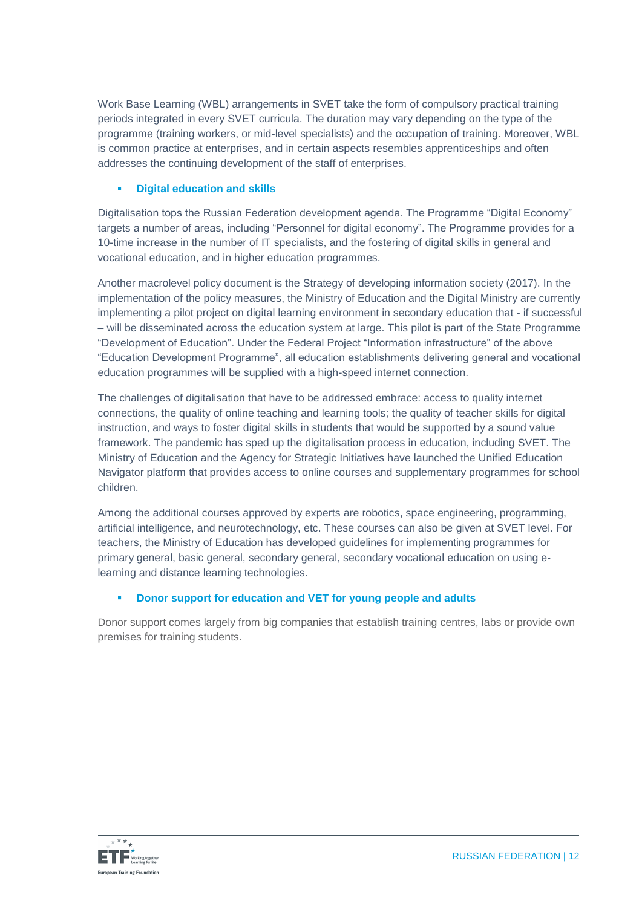Work Base Learning (WBL) arrangements in SVET take the form of compulsory practical training periods integrated in every SVET curricula. The duration may vary depending on the type of the programme (training workers, or mid-level specialists) and the occupation of training. Moreover, WBL is common practice at enterprises, and in certain aspects resembles apprenticeships and often addresses the continuing development of the staff of enterprises.

- **Digital education and skills**

Digitalisation tops the Russian Federation development agenda. The Programme “Digital Economy” targets a number of areas, including “Personnel for digital economy”. The Programme provides for a 10-time increase in the number of IT specialists, and the fostering of digital skills in general and vocational education, and in higher education programmes.

Another macrolevel policy document is the Strategy of developing information society (2017). In the implementation of the policy measures, the Ministry of Education and the Digital Ministry are currently implementing a pilot project on digital learning environment in secondary education that - if successful – will be disseminated across the education system at large. This pilot is part of the State Programme “Development of Education”. Under the Federal Project “Information infrastructure” of the above “Education Development Programme”, all education establishments delivering general and vocational education programmes will be supplied with a high-speed internet connection.

The challenges of digitalisation that have to be addressed embrace: access to quality internet connections, the quality of online teaching and learning tools; the quality of teacher skills for digital instruction, and ways to foster digital skills in students that would be supported by a sound value framework. The pandemic has sped up the digitalisation process in education, including SVET. The Ministry of Education and the Agency for Strategic Initiatives have launched the Unified Education Navigator platform that provides access to online courses and supplementary programmes for school children.

Among the additional courses approved by experts are robotics, space engineering, programming, artificial intelligence, and neurotechnology, etc. These courses can also be given at SVET level. For teachers, the Ministry of Education has developed guidelines for implementing programmes for primary general, basic general, secondary general, secondary vocational education on using e-learning and distance learning technologies.

- **Donor support for education and VET for young people and adults**

Donor support comes largely from big companies that establish training centres, labs or provide own premises for training students.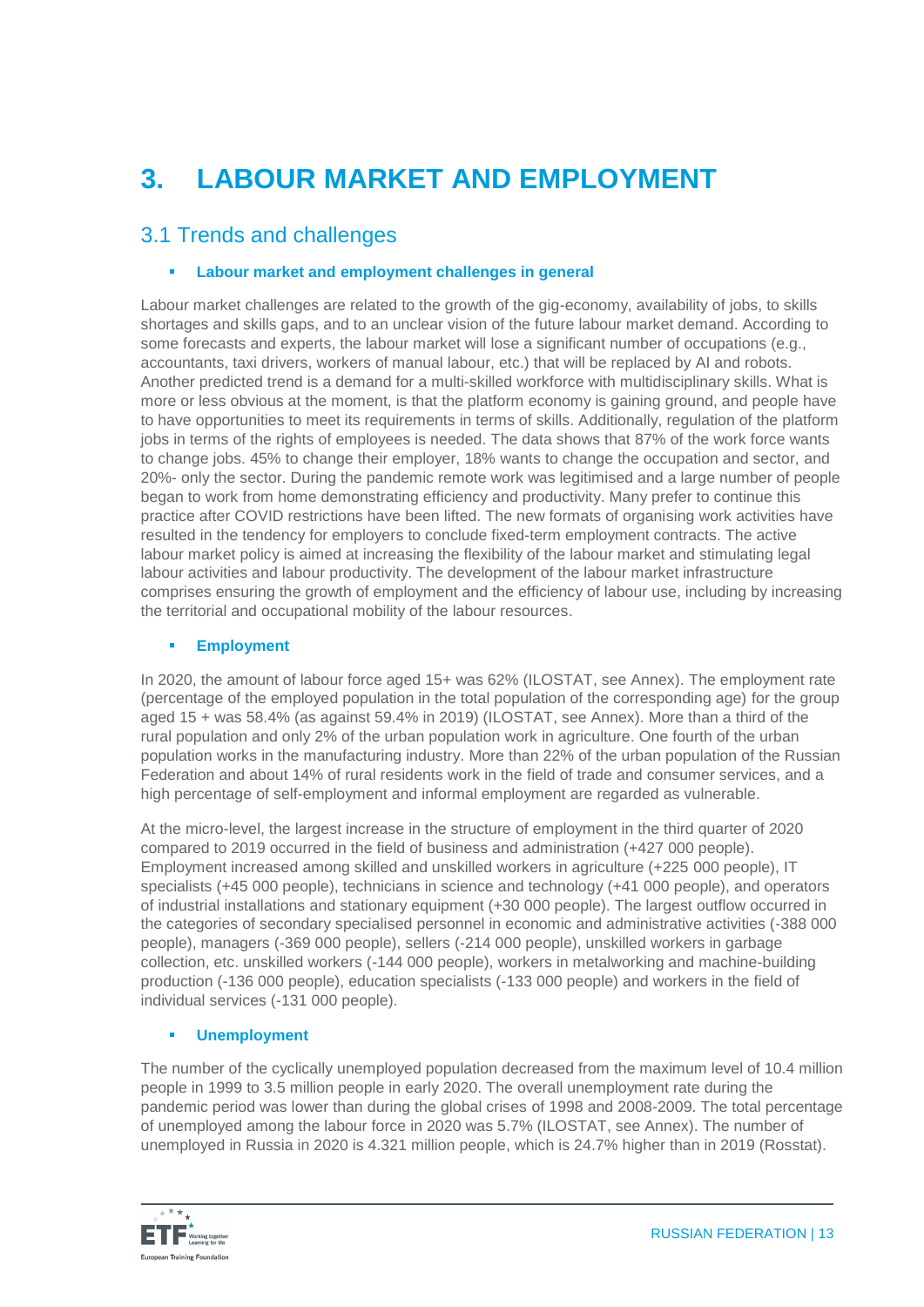# 3. LABOUR MARKET AND EMPLOYMENT

## 3.1 Trends and challenges

- **Labour market and employment challenges in general**

Labour market challenges are related to the growth of the gig-economy, availability of jobs, to skills shortages and skills gaps, and to an unclear vision of the future labour market demand. According to some forecasts and experts, the labour market will lose a significant number of occupations (e.g., accountants, taxi drivers, workers of manual labour, etc.) that will be replaced by AI and robots. Another predicted trend is a demand for a multi-skilled workforce with multidisciplinary skills. What is more or less obvious at the moment, is that the platform economy is gaining ground, and people have to have opportunities to meet its requirements in terms of skills. Additionally, regulation of the platform jobs in terms of the rights of employees is needed. The data shows that 87% of the work force wants to change jobs. 45% to change their employer, 18% wants to change the occupation and sector, and 20%- only the sector. During the pandemic remote work was legitimised and a large number of people began to work from home demonstrating efficiency and productivity. Many prefer to continue this practice after COVID restrictions have been lifted. The new formats of organising work activities have resulted in the tendency for employers to conclude fixed-term employment contracts. The active labour market policy is aimed at increasing the flexibility of the labour market and stimulating legal labour activities and labour productivity. The development of the labour market infrastructure comprises ensuring the growth of employment and the efficiency of labour use, including by increasing the territorial and occupational mobility of the labour resources.

- **Employment**

In 2020, the amount of labour force aged 15+ was 62% (ILOSTAT, see Annex). The employment rate (percentage of the employed population in the total population of the corresponding age) for the group aged 15 + was 58.4% (as against 59.4% in 2019) (ILOSTAT, see Annex). More than a third of the rural population and only 2% of the urban population work in agriculture. One fourth of the urban population works in the manufacturing industry. More than 22% of the urban population of the Russian Federation and about 14% of rural residents work in the field of trade and consumer services, and a high percentage of self-employment and informal employment are regarded as vulnerable.

At the micro-level, the largest increase in the structure of employment in the third quarter of 2020 compared to 2019 occurred in the field of business and administration (+427 000 people). Employment increased among skilled and unskilled workers in agriculture (+225 000 people), IT specialists (+45 000 people), technicians in science and technology (+41 000 people), and operators of industrial installations and stationary equipment (+30 000 people). The largest outflow occurred in the categories of secondary specialised personnel in economic and administrative activities (-388 000 people), managers (-369 000 people), sellers (-214 000 people), unskilled workers in garbage collection, etc. unskilled workers (-144 000 people), workers in metalworking and machine-building production (-136 000 people), education specialists (-133 000 people) and workers in the field of individual services (-131 000 people).

- **Unemployment**

The number of the cyclically unemployed population decreased from the maximum level of 10.4 million people in 1999 to 3.5 million people in early 2020. The overall unemployment rate during the pandemic period was lower than during the global crises of 1998 and 2008-2009. The total percentage of unemployed among the labour force in 2020 was 5.7% (ILOSTAT, see Annex). The number of unemployed in Russia in 2020 is 4.321 million people, which is 24.7% higher than in 2019 (Rosstat).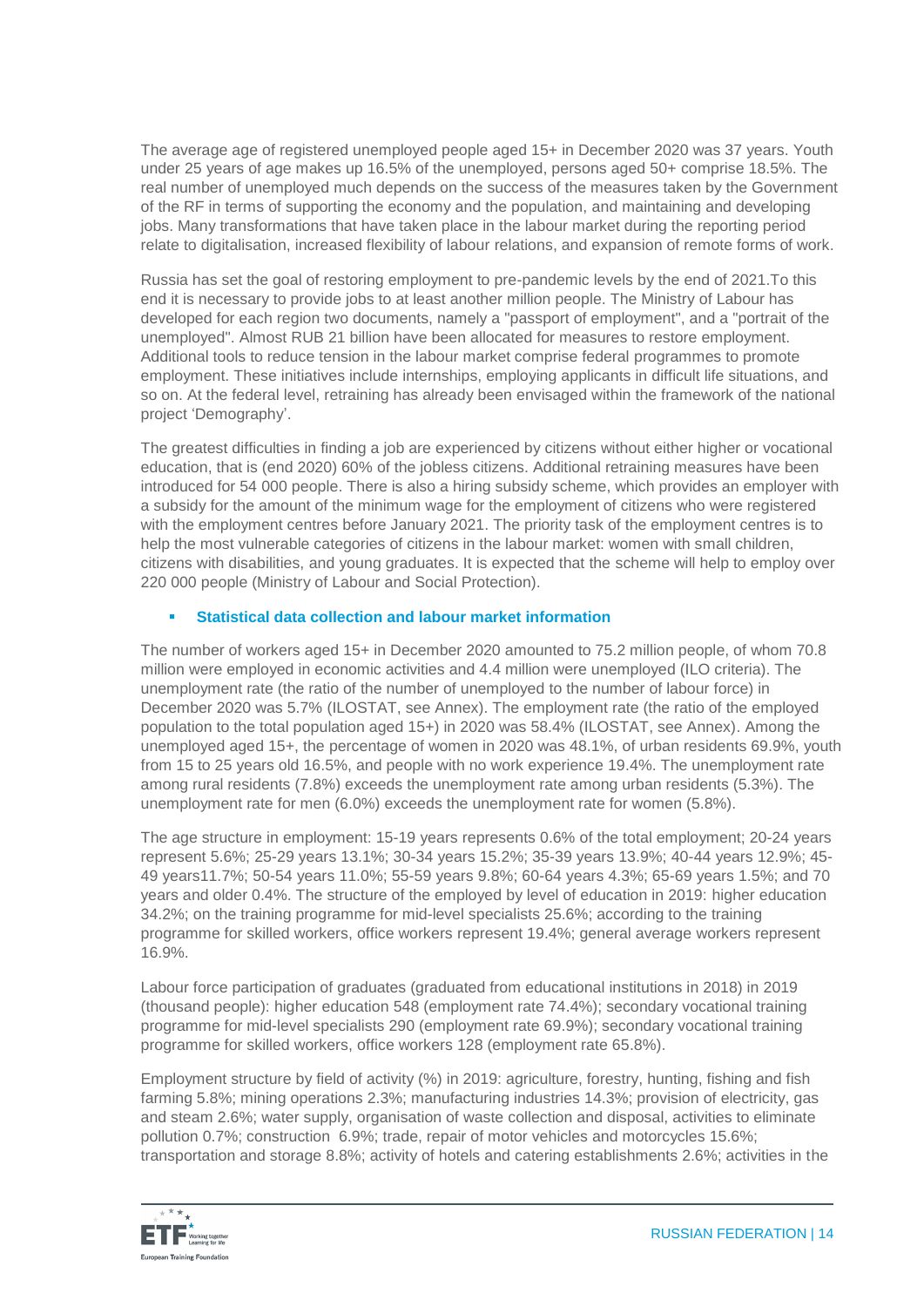The average age of registered unemployed people aged 15+ in December 2020 was 37 years. Youth under 25 years of age makes up 16.5% of the unemployed, persons aged 50+ comprise 18.5%. The real number of unemployed much depends on the success of the measures taken by the Government of the RF in terms of supporting the economy and the population, and maintaining and developing jobs. Many transformations that have taken place in the labour market during the reporting period relate to digitalisation, increased flexibility of labour relations, and expansion of remote forms of work.

Russia has set the goal of restoring employment to pre-pandemic levels by the end of 2021.To this end it is necessary to provide jobs to at least another million people. The Ministry of Labour has developed for each region two documents, namely a "passport of employment", and a "portrait of the unemployed". Almost RUB 21 billion have been allocated for measures to restore employment. Additional tools to reduce tension in the labour market comprise federal programmes to promote employment. These initiatives include internships, employing applicants in difficult life situations, and so on. At the federal level, retraining has already been envisaged within the framework of the national project 'Demography'.

The greatest difficulties in finding a job are experienced by citizens without either higher or vocational education, that is (end 2020) 60% of the jobless citizens. Additional retraining measures have been introduced for 54 000 people. There is also a hiring subsidy scheme, which provides an employer with a subsidy for the amount of the minimum wage for the employment of citizens who were registered with the employment centres before January 2021. The priority task of the employment centres is to help the most vulnerable categories of citizens in the labour market: women with small children, citizens with disabilities, and young graduates. It is expected that the scheme will help to employ over 220 000 people (Ministry of Labour and Social Protection).

- **Statistical data collection and labour market information**

The number of workers aged 15+ in December 2020 amounted to 75.2 million people, of whom 70.8 million were employed in economic activities and 4.4 million were unemployed (ILO criteria). The unemployment rate (the ratio of the number of unemployed to the number of labour force) in December 2020 was 5.7% (ILOSTAT, see Annex). The employment rate (the ratio of the employed population to the total population aged 15+) in 2020 was 58.4% (ILOSTAT, see Annex). Among the unemployed aged 15+, the percentage of women in 2020 was 48.1%, of urban residents 69.9%, youth from 15 to 25 years old 16.5%, and people with no work experience 19.4%. The unemployment rate among rural residents (7.8%) exceeds the unemployment rate among urban residents (5.3%). The unemployment rate for men (6.0%) exceeds the unemployment rate for women (5.8%).

The age structure in employment: 15-19 years represents 0.6% of the total employment; 20-24 years represent 5.6%; 25-29 years 13.1%; 30-34 years 15.2%; 35-39 years 13.9%; 40-44 years 12.9%; 45-49 years11.7%; 50-54 years 11.0%; 55-59 years 9.8%; 60-64 years 4.3%; 65-69 years 1.5%; and 70 years and older 0.4%. The structure of the employed by level of education in 2019: higher education 34.2%; on the training programme for mid-level specialists 25.6%; according to the training programme for skilled workers, office workers represent 19.4%; general average workers represent 16.9%.

Labour force participation of graduates (graduated from educational institutions in 2018) in 2019 (thousand people): higher education 548 (employment rate 74.4%); secondary vocational training programme for mid-level specialists 290 (employment rate 69.9%); secondary vocational training programme for skilled workers, office workers 128 (employment rate 65.8%).

Employment structure by field of activity (%) in 2019: agriculture, forestry, hunting, fishing and fish farming 5.8%; mining operations 2.3%; manufacturing industries 14.3%; provision of electricity, gas and steam 2.6%; water supply, organisation of waste collection and disposal, activities to eliminate pollution 0.7%; construction 6.9%; trade, repair of motor vehicles and motorcycles 15.6%; transportation and storage 8.8%; activity of hotels and catering establishments 2.6%; activities in the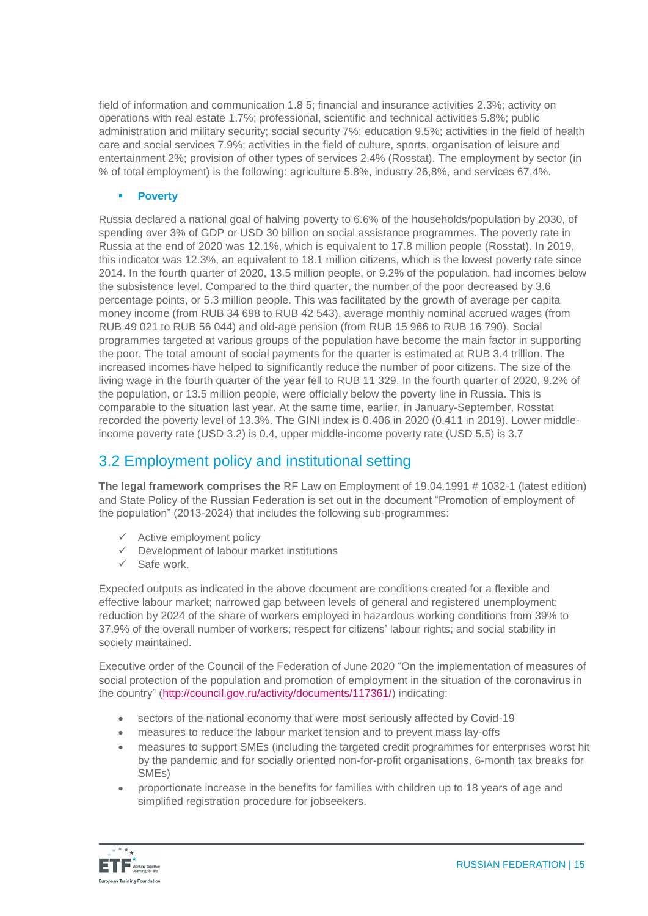field of information and communication 1.8 5; financial and insurance activities 2.3%; activity on operations with real estate 1.7%; professional, scientific and technical activities 5.8%; public administration and military security; social security 7%; education 9.5%; activities in the field of health care and social services 7.9%; activities in the field of culture, sports, organisation of leisure and entertainment 2%; provision of other types of services 2.4% (Rosstat). The employment by sector (in % of total employment) is the following: agriculture 5.8%, industry 26,8%, and services 67,4%.

- **Poverty**

Russia declared a national goal of halving poverty to 6.6% of the households/population by 2030, of spending over 3% of GDP or USD 30 billion on social assistance programmes. The poverty rate in Russia at the end of 2020 was 12.1%, which is equivalent to 17.8 million people (Rosstat). In 2019, this indicator was 12.3%, an equivalent to 18.1 million citizens, which is the lowest poverty rate since 2014. In the fourth quarter of 2020, 13.5 million people, or 9.2% of the population, had incomes below the subsistence level. Compared to the third quarter, the number of the poor decreased by 3.6 percentage points, or 5.3 million people. This was facilitated by the growth of average per capita money income (from RUB 34 698 to RUB 42 543), average monthly nominal accrued wages (from RUB 49 021 to RUB 56 044) and old-age pension (from RUB 15 966 to RUB 16 790). Social programmes targeted at various groups of the population have become the main factor in supporting the poor. The total amount of social payments for the quarter is estimated at RUB 3.4 trillion. The increased incomes have helped to significantly reduce the number of poor citizens. The size of the living wage in the fourth quarter of the year fell to RUB 11 329. In the fourth quarter of 2020, 9.2% of the population, or 13.5 million people, were officially below the poverty line in Russia. This is comparable to the situation last year. At the same time, earlier, in January-September, Rosstat recorded the poverty level of 13.3%. The GINI index is 0.406 in 2020 (0.411 in 2019). Lower middle-income poverty rate (USD 3.2) is 0.4, upper middle-income poverty rate (USD 5.5) is 3.7

## 3.2 Employment policy and institutional setting

**The legal framework comprises the** RF Law on Employment of 19.04.1991 # 1032-1 (latest edition) and State Policy of the Russian Federation is set out in the document "Promotion of employment of the population" (2013-2024) that includes the following sub-programmes:

- ✓ Active employment policy
- ✓ Development of labour market institutions
- ✓ Safe work.

Expected outputs as indicated in the above document are conditions created for a flexible and effective labour market; narrowed gap between levels of general and registered unemployment; reduction by 2024 of the share of workers employed in hazardous working conditions from 39% to 37.9% of the overall number of workers; respect for citizens' labour rights; and social stability in society maintained.

Executive order of the Council of the Federation of June 2020 "On the implementation of measures of social protection of the population and promotion of employment in the situation of the coronavirus in the country" (http://council.gov.ru/activity/documents/117361/) indicating:

- sectors of the national economy that were most seriously affected by Covid-19
- measures to reduce the labour market tension and to prevent mass lay-offs
- measures to support SMEs (including the targeted credit programmes for enterprises worst hit by the pandemic and for socially oriented non-for-profit organisations, 6-month tax breaks for SMEs)
- proportionate increase in the benefits for families with children up to 18 years of age and simplified registration procedure for jobseekers.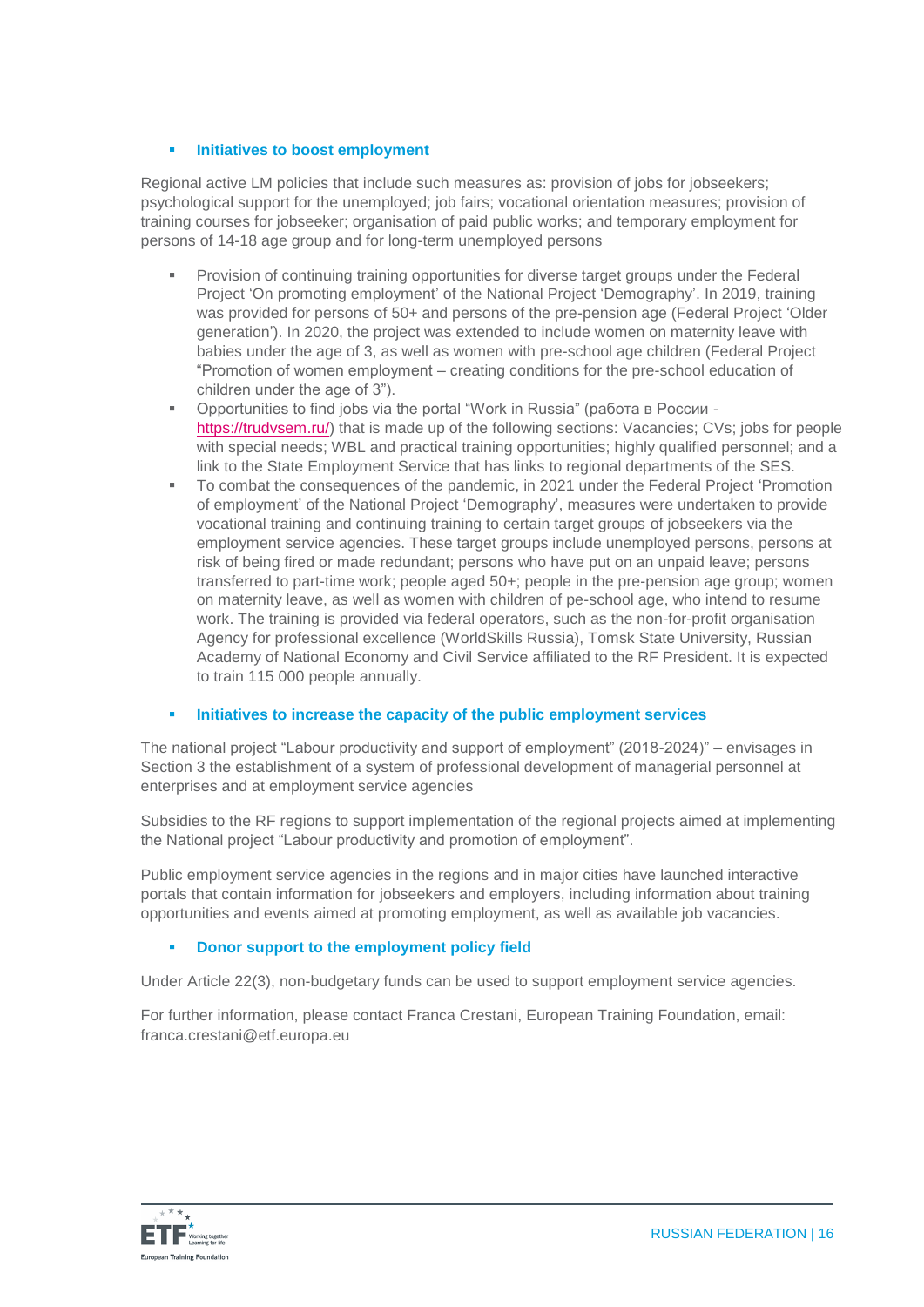- **Initiatives to boost employment**

Regional active LM policies that include such measures as: provision of jobs for jobseekers; psychological support for the unemployed; job fairs; vocational orientation measures; provision of training courses for jobseeker; organisation of paid public works; and temporary employment for persons of 14-18 age group and for long-term unemployed persons

- Provision of continuing training opportunities for diverse target groups under the Federal Project 'On promoting employment' of the National Project 'Demography'. In 2019, training was provided for persons of 50+ and persons of the pre-pension age (Federal Project 'Older generation'). In 2020, the project was extended to include women on maternity leave with babies under the age of 3, as well as women with pre-school age children (Federal Project "Promotion of women employment – creating conditions for the pre-school education of children under the age of 3").
- Opportunities to find jobs via the portal "Work in Russia" (работа в России - https://trudvsem.ru/) that is made up of the following sections: Vacancies; CVs; jobs for people with special needs; WBL and practical training opportunities; highly qualified personnel; and a link to the State Employment Service that has links to regional departments of the SES.
- To combat the consequences of the pandemic, in 2021 under the Federal Project 'Promotion of employment' of the National Project 'Demography', measures were undertaken to provide vocational training and continuing training to certain target groups of jobseekers via the employment service agencies. These target groups include unemployed persons, persons at risk of being fired or made redundant; persons who have put on an unpaid leave; persons transferred to part-time work; people aged 50+; people in the pre-pension age group; women on maternity leave, as well as women with children of pe-school age, who intend to resume work. The training is provided via federal operators, such as the non-for-profit organisation Agency for professional excellence (WorldSkills Russia), Tomsk State University, Russian Academy of National Economy and Civil Service affiliated to the RF President. It is expected to train 115 000 people annually.

- **Initiatives to increase the capacity of the public employment services**

The national project "Labour productivity and support of employment" (2018-2024)" – envisages in Section 3 the establishment of a system of professional development of managerial personnel at enterprises and at employment service agencies

Subsidies to the RF regions to support implementation of the regional projects aimed at implementing the National project "Labour productivity and promotion of employment".

Public employment service agencies in the regions and in major cities have launched interactive portals that contain information for jobseekers and employers, including information about training opportunities and events aimed at promoting employment, as well as available job vacancies.

- **Donor support to the employment policy field**

Under Article 22(3), non-budgetary funds can be used to support employment service agencies.

For further information, please contact Franca Crestani, European Training Foundation, email: franca.crestani@etf.europa.eu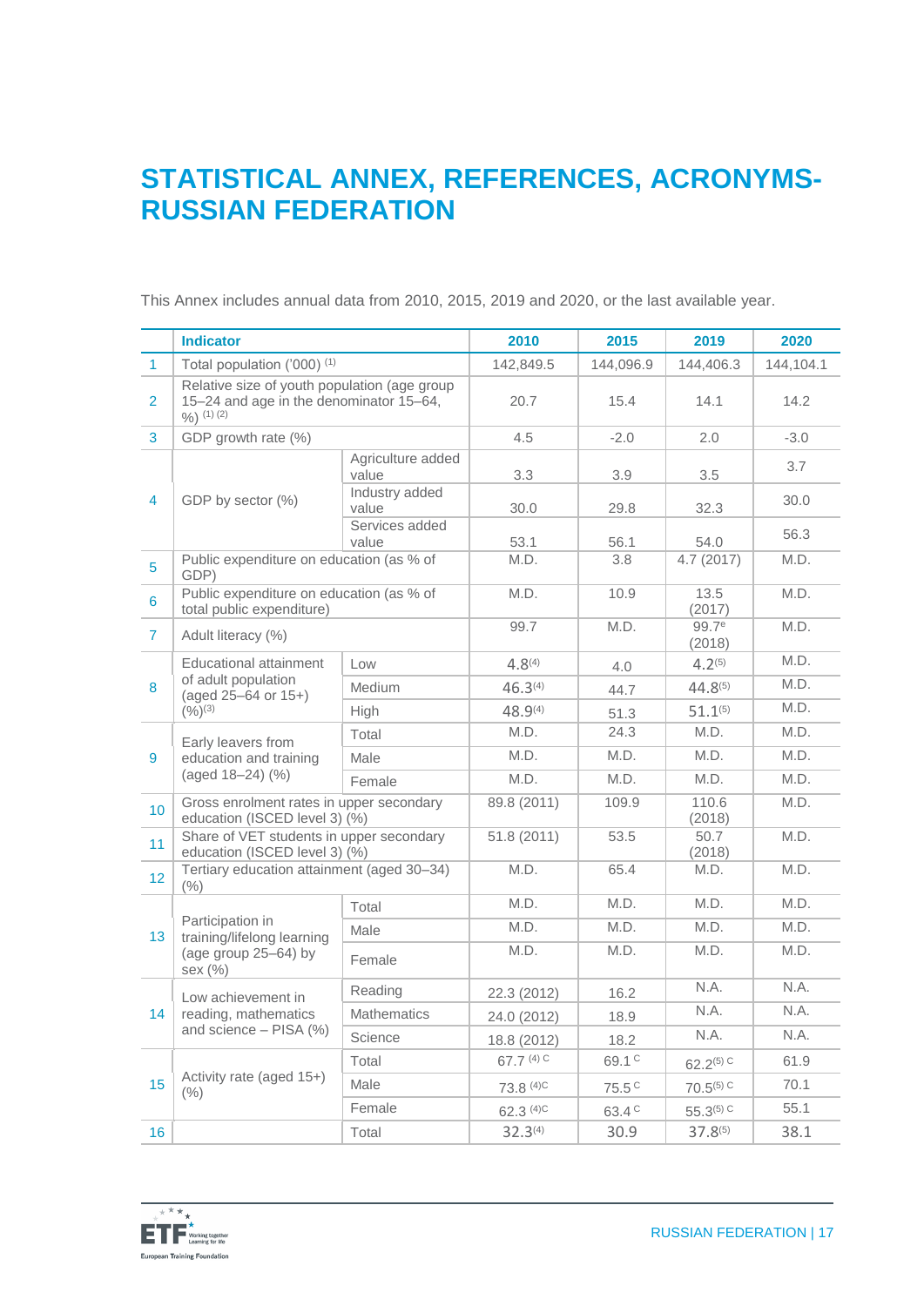# STATISTICAL ANNEX, REFERENCES, ACRONYMS-RUSSIAN FEDERATION

This Annex includes annual data from 2010, 2015, 2019 and 2020, or the last available year.

| | Indicator | | 2010 | 2015 | 2019 | 2020 |
|---|---|---|---|---|---|---|
| 1 | Total population ('000) (1) | | 142,849.5 | 144,096.9 | 144,406.3 | 144,104.1 |
| 2 | Relative size of youth population (age group 15–24 and age in the denominator 15–64, %) (1) (2) | | 20.7 | 15.4 | 14.1 | 14.2 |
| 3 | GDP growth rate (%) | | 4.5 | -2.0 | 2.0 | -3.0 |
| 4 | GDP by sector (%) | Agriculture added value | 3.3 | 3.9 | 3.5 | 3.7 |
| | | Industry added value | 30.0 | 29.8 | 32.3 | 30.0 |
| | | Services added value | 53.1 | 56.1 | 54.0 | 56.3 |
| 5 | Public expenditure on education (as % of GDP) | | M.D. | 3.8 | 4.7 (2017) | M.D. |
| 6 | Public expenditure on education (as % of total public expenditure) | | M.D. | 10.9 | 13.5 (2017) | M.D. |
| 7 | Adult literacy (%) | | 99.7 | M.D. | 99.7e (2018) | M.D. |
| 8 | Educational attainment of adult population (aged 25–64 or 15+) (%)(3) | Low | 4.8(4) | 4.0 | 4.2(5) | M.D. |
| | | Medium | 46.3(4) | 44.7 | 44.8(5) | M.D. |
| | | High | 48.9(4) | 51.3 | 51.1(5) | M.D. |
| 9 | Early leavers from education and training (aged 18–24) (%) | Total | M.D. | 24.3 | M.D. | M.D. |
| | | Male | M.D. | M.D. | M.D. | M.D. |
| | | Female | M.D. | M.D. | M.D. | M.D. |
| 10 | Gross enrolment rates in upper secondary education (ISCED level 3) (%) | | 89.8 (2011) | 109.9 | 110.6 (2018) | M.D. |
| 11 | Share of VET students in upper secondary education (ISCED level 3) (%) | | 51.8 (2011) | 53.5 | 50.7 (2018) | M.D. |
| 12 | Tertiary education attainment (aged 30–34) (%) | | M.D. | 65.4 | M.D. | M.D. |
| 13 | Participation in training/lifelong learning (age group 25–64) by sex (%) | Total | M.D. | M.D. | M.D. | M.D. |
| | | Male | M.D. | M.D. | M.D. | M.D. |
| | | Female | M.D. | M.D. | M.D. | M.D. |
| 14 | Low achievement in reading, mathematics and science – PISA (%) | Reading | 22.3 (2012) | 16.2 | N.A. | N.A. |
| | | Mathematics | 24.0 (2012) | 18.9 | N.A. | N.A. |
| | | Science | 18.8 (2012) | 18.2 | N.A. | N.A. |
| 15 | Activity rate (aged 15+) (%) | Total | 67.7 (4) C | 69.1 C | 62.2(5) C | 61.9 |
| | | Male | 73.8 (4)C | 75.5 C | 70.5(5) C | 70.1 |
| | | Female | 62.3 (4)C | 63.4 C | 55.3(5) C | 55.1 |
| 16 | | Total | 32.3(4) | 30.9 | 37.8(5) | 38.1 |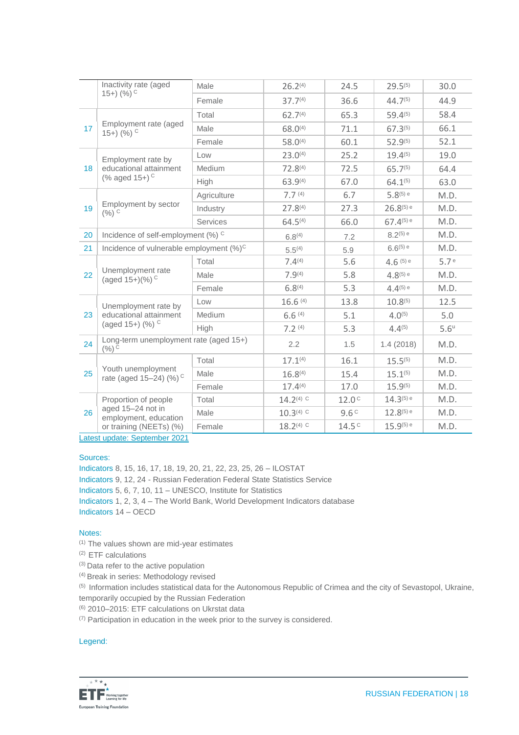| | | | | | | |
|---|---|---|---|---|---|---|
| | Inactivity rate (aged 15+) (%) C | Male | 26.2(4) | 24.5 | 29.5(5) | 30.0 |
| | | Female | 37.7(4) | 36.6 | 44.7(5) | 44.9 |
| 17 | Employment rate (aged 15+) (%) C | Total | 62.7(4) | 65.3 | 59.4(5) | 58.4 |
| | | Male | 68.0(4) | 71.1 | 67.3(5) | 66.1 |
| | | Female | 58.0(4) | 60.1 | 52.9(5) | 52.1 |
| 18 | Employment rate by educational attainment (% aged 15+) C | Low | 23.0(4) | 25.2 | 19.4(5) | 19.0 |
| | | Medium | 72.8(4) | 72.5 | 65.7(5) | 64.4 |
| | | High | 63.9(4) | 67.0 | 64.1(5) | 63.0 |
| 19 | Employment by sector (%) C | Agriculture | 7.7 (4) | 6.7 | 5.8(5) e | M.D. |
| | | Industry | 27.8(4) | 27.3 | 26.8(5) e | M.D. |
| | | Services | 64.5(4) | 66.0 | 67.4(5) e | M.D. |
| 20 | Incidence of self-employment (%) C | | 6.8(4) | 7.2 | 8.2(5) e | M.D. |
| 21 | Incidence of vulnerable employment (%)C | | 5.5(4) | 5.9 | 6.6(5) e | M.D. |
| 22 | Unemployment rate (aged 15+)(%) C | Total | 7.4(4) | 5.6 | 4.6 (5) e | 5.7 e |
| | | Male | 7.9(4) | 5.8 | 4.8(5) e | M.D. |
| | | Female | 6.8(4) | 5.3 | 4.4(5) e | M.D. |
| 23 | Unemployment rate by educational attainment (aged 15+) (%) C | Low | 16.6 (4) | 13.8 | 10.8(5) | 12.5 |
| | | Medium | 6.6 (4) | 5.1 | 4.0(5) | 5.0 |
| | | High | 7.2 (4) | 5.3 | 4.4(5) | 5.6u |
| 24 | Long-term unemployment rate (aged 15+) (%) C | | 2.2 | 1.5 | 1.4 (2018) | M.D. |
| 25 | Youth unemployment rate (aged 15–24) (%) C | Total | 17.1(4) | 16.1 | 15.5(5) | M.D. |
| | | Male | 16.8(4) | 15.4 | 15.1(5) | M.D. |
| | | Female | 17.4(4) | 17.0 | 15.9(5) | M.D. |
| 26 | Proportion of people aged 15–24 not in employment, education or training (NEETs) (%) | Total | 14.2(4) C | 12.0 C | 14.3(5) e | M.D. |
| | | Male | 10.3(4) C | 9.6 C | 12.8(5) e | M.D. |
| | | Female | 18.2(4) C | 14.5 C | 15.9(5) e | M.D. |

Latest update: September 2021

Sources:
Indicators 8, 15, 16, 17, 18, 19, 20, 21, 22, 23, 25, 26 – ILOSTAT
Indicators 9, 12, 24 - Russian Federation Federal State Statistics Service
Indicators 5, 6, 7, 10, 11 – UNESCO, Institute for Statistics
Indicators 1, 2, 3, 4 – The World Bank, World Development Indicators database
Indicators 14 – OECD

Notes:
(1) The values shown are mid-year estimates
(2) ETF calculations
(3) Data refer to the active population
(4) Break in series: Methodology revised
(5) Information includes statistical data for the Autonomous Republic of Crimea and the city of Sevastopol, Ukraine, temporarily occupied by the Russian Federation
(6) 2010–2015: ETF calculations on Ukrstat data
(7) Participation in education in the week prior to the survey is considered.

Legend: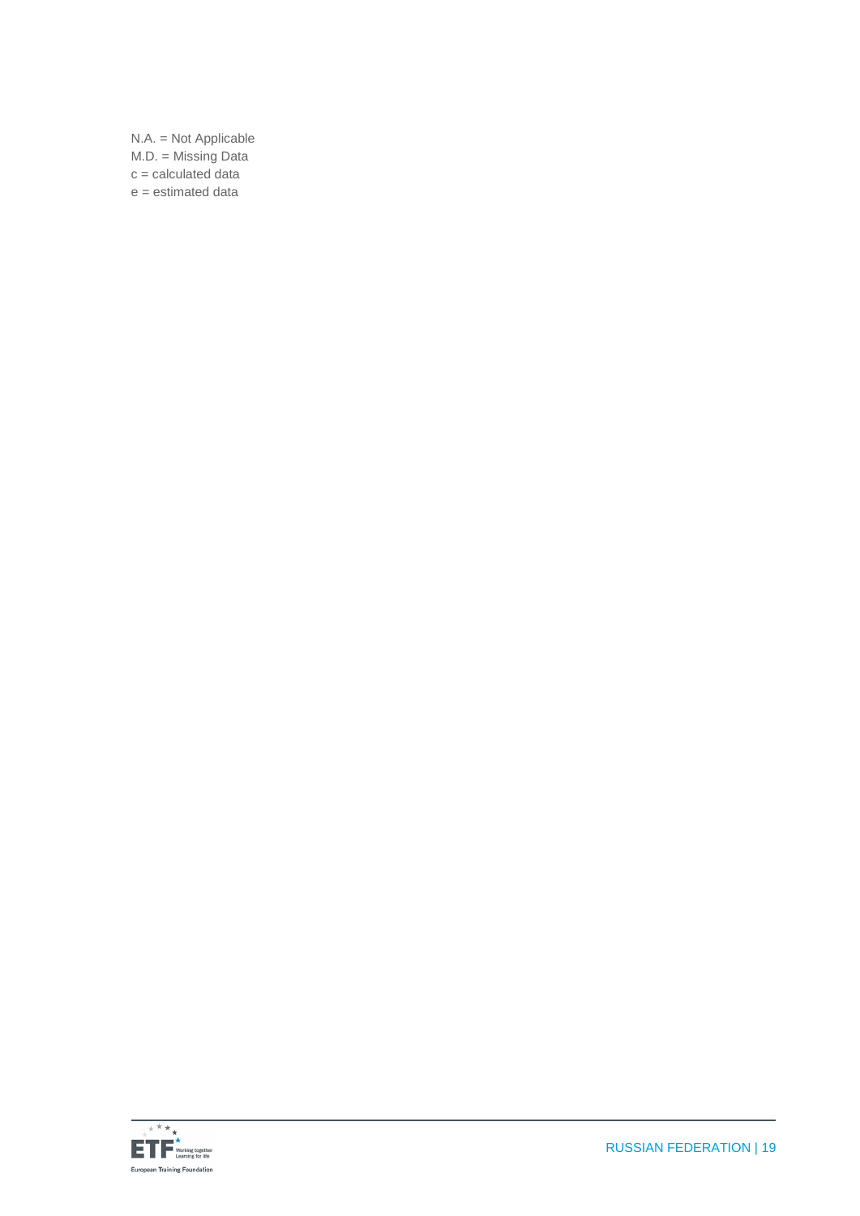N.A. = Not Applicable

M.D. = Missing Data

c = calculated data

e = estimated data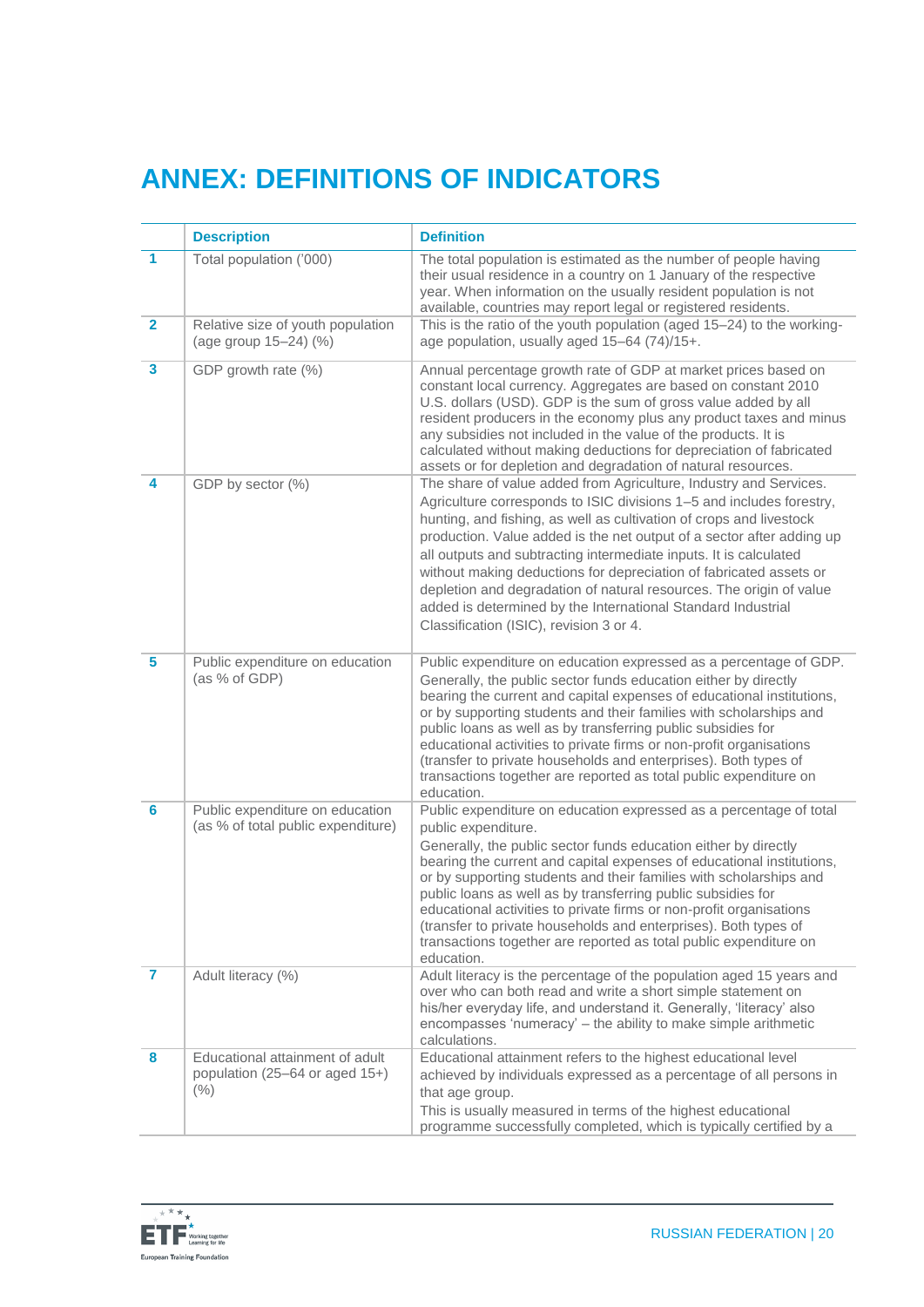# ANNEX: DEFINITIONS OF INDICATORS

| | Description | Definition |
|---|---|---|
| 1 | Total population ('000) | The total population is estimated as the number of people having their usual residence in a country on 1 January of the respective year. When information on the usually resident population is not available, countries may report legal or registered residents. |
| 2 | Relative size of youth population (age group 15–24) (%) | This is the ratio of the youth population (aged 15–24) to the working-age population, usually aged 15–64 (74)/15+. |
| 3 | GDP growth rate (%) | Annual percentage growth rate of GDP at market prices based on constant local currency. Aggregates are based on constant 2010 U.S. dollars (USD). GDP is the sum of gross value added by all resident producers in the economy plus any product taxes and minus any subsidies not included in the value of the products. It is calculated without making deductions for depreciation of fabricated assets or for depletion and degradation of natural resources. |
| 4 | GDP by sector (%) | The share of value added from Agriculture, Industry and Services. Agriculture corresponds to ISIC divisions 1–5 and includes forestry, hunting, and fishing, as well as cultivation of crops and livestock production. Value added is the net output of a sector after adding up all outputs and subtracting intermediate inputs. It is calculated without making deductions for depreciation of fabricated assets or depletion and degradation of natural resources. The origin of value added is determined by the International Standard Industrial Classification (ISIC), revision 3 or 4. |
| 5 | Public expenditure on education (as % of GDP) | Public expenditure on education expressed as a percentage of GDP. Generally, the public sector funds education either by directly bearing the current and capital expenses of educational institutions, or by supporting students and their families with scholarships and public loans as well as by transferring public subsidies for educational activities to private firms or non-profit organisations (transfer to private households and enterprises). Both types of transactions together are reported as total public expenditure on education. |
| 6 | Public expenditure on education (as % of total public expenditure) | Public expenditure on education expressed as a percentage of total public expenditure.<br>Generally, the public sector funds education either by directly bearing the current and capital expenses of educational institutions, or by supporting students and their families with scholarships and public loans as well as by transferring public subsidies for educational activities to private firms or non-profit organisations (transfer to private households and enterprises). Both types of transactions together are reported as total public expenditure on education. |
| 7 | Adult literacy (%) | Adult literacy is the percentage of the population aged 15 years and over who can both read and write a short simple statement on his/her everyday life, and understand it. Generally, 'literacy' also encompasses 'numeracy' – the ability to make simple arithmetic calculations. |
| 8 | Educational attainment of adult population (25–64 or aged 15+) (%) | Educational attainment refers to the highest educational level achieved by individuals expressed as a percentage of all persons in that age group.<br>This is usually measured in terms of the highest educational programme successfully completed, which is typically certified by a |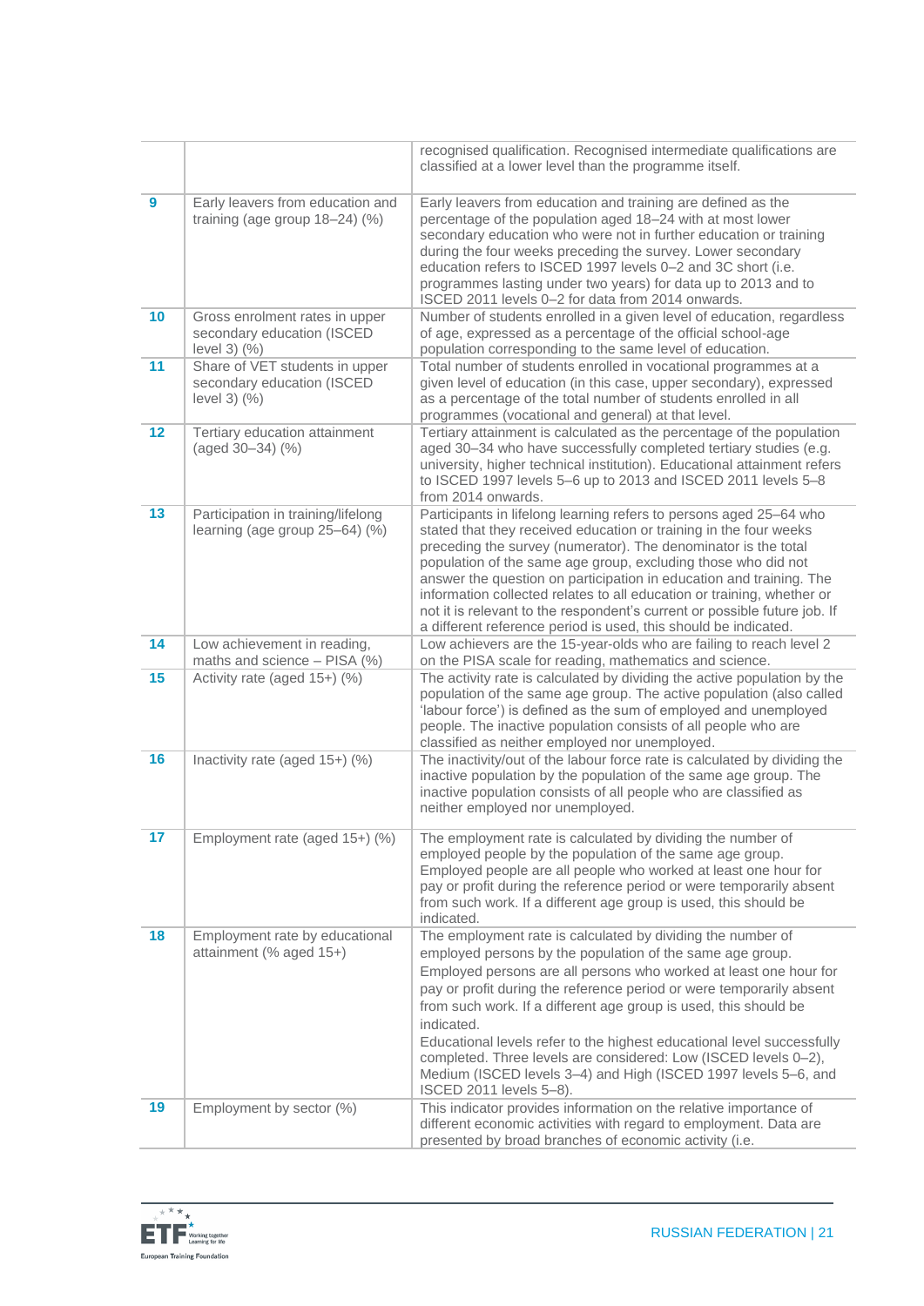| | | |
|---|---|---|
| | | recognised qualification. Recognised intermediate qualifications are classified at a lower level than the programme itself. |
| 9 | Early leavers from education and training (age group 18–24) (%) | Early leavers from education and training are defined as the percentage of the population aged 18–24 with at most lower secondary education who were not in further education or training during the four weeks preceding the survey. Lower secondary education refers to ISCED 1997 levels 0–2 and 3C short (i.e. programmes lasting under two years) for data up to 2013 and to ISCED 2011 levels 0–2 for data from 2014 onwards. |
| 10 | Gross enrolment rates in upper secondary education (ISCED level 3) (%) | Number of students enrolled in a given level of education, regardless of age, expressed as a percentage of the official school-age population corresponding to the same level of education. |
| 11 | Share of VET students in upper secondary education (ISCED level 3) (%) | Total number of students enrolled in vocational programmes at a given level of education (in this case, upper secondary), expressed as a percentage of the total number of students enrolled in all programmes (vocational and general) at that level. |
| 12 | Tertiary education attainment (aged 30–34) (%) | Tertiary attainment is calculated as the percentage of the population aged 30–34 who have successfully completed tertiary studies (e.g. university, higher technical institution). Educational attainment refers to ISCED 1997 levels 5–6 up to 2013 and ISCED 2011 levels 5–8 from 2014 onwards. |
| 13 | Participation in training/lifelong learning (age group 25–64) (%) | Participants in lifelong learning refers to persons aged 25–64 who stated that they received education or training in the four weeks preceding the survey (numerator). The denominator is the total population of the same age group, excluding those who did not answer the question on participation in education and training. The information collected relates to all education or training, whether or not it is relevant to the respondent's current or possible future job. If a different reference period is used, this should be indicated. |
| 14 | Low achievement in reading, maths and science – PISA (%) | Low achievers are the 15-year-olds who are failing to reach level 2 on the PISA scale for reading, mathematics and science. |
| 15 | Activity rate (aged 15+) (%) | The activity rate is calculated by dividing the active population by the population of the same age group. The active population (also called 'labour force') is defined as the sum of employed and unemployed people. The inactive population consists of all people who are classified as neither employed nor unemployed. |
| 16 | Inactivity rate (aged 15+) (%) | The inactivity/out of the labour force rate is calculated by dividing the inactive population by the population of the same age group. The inactive population consists of all people who are classified as neither employed nor unemployed. |
| 17 | Employment rate (aged 15+) (%) | The employment rate is calculated by dividing the number of employed people by the population of the same age group. Employed people are all people who worked at least one hour for pay or profit during the reference period or were temporarily absent from such work. If a different age group is used, this should be indicated. |
| 18 | Employment rate by educational attainment (% aged 15+) | The employment rate is calculated by dividing the number of employed persons by the population of the same age group. Employed persons are all persons who worked at least one hour for pay or profit during the reference period or were temporarily absent from such work. If a different age group is used, this should be indicated.<br>Educational levels refer to the highest educational level successfully completed. Three levels are considered: Low (ISCED levels 0–2), Medium (ISCED levels 3–4) and High (ISCED 1997 levels 5–6, and ISCED 2011 levels 5–8). |
| 19 | Employment by sector (%) | This indicator provides information on the relative importance of different economic activities with regard to employment. Data are presented by broad branches of economic activity (i.e. |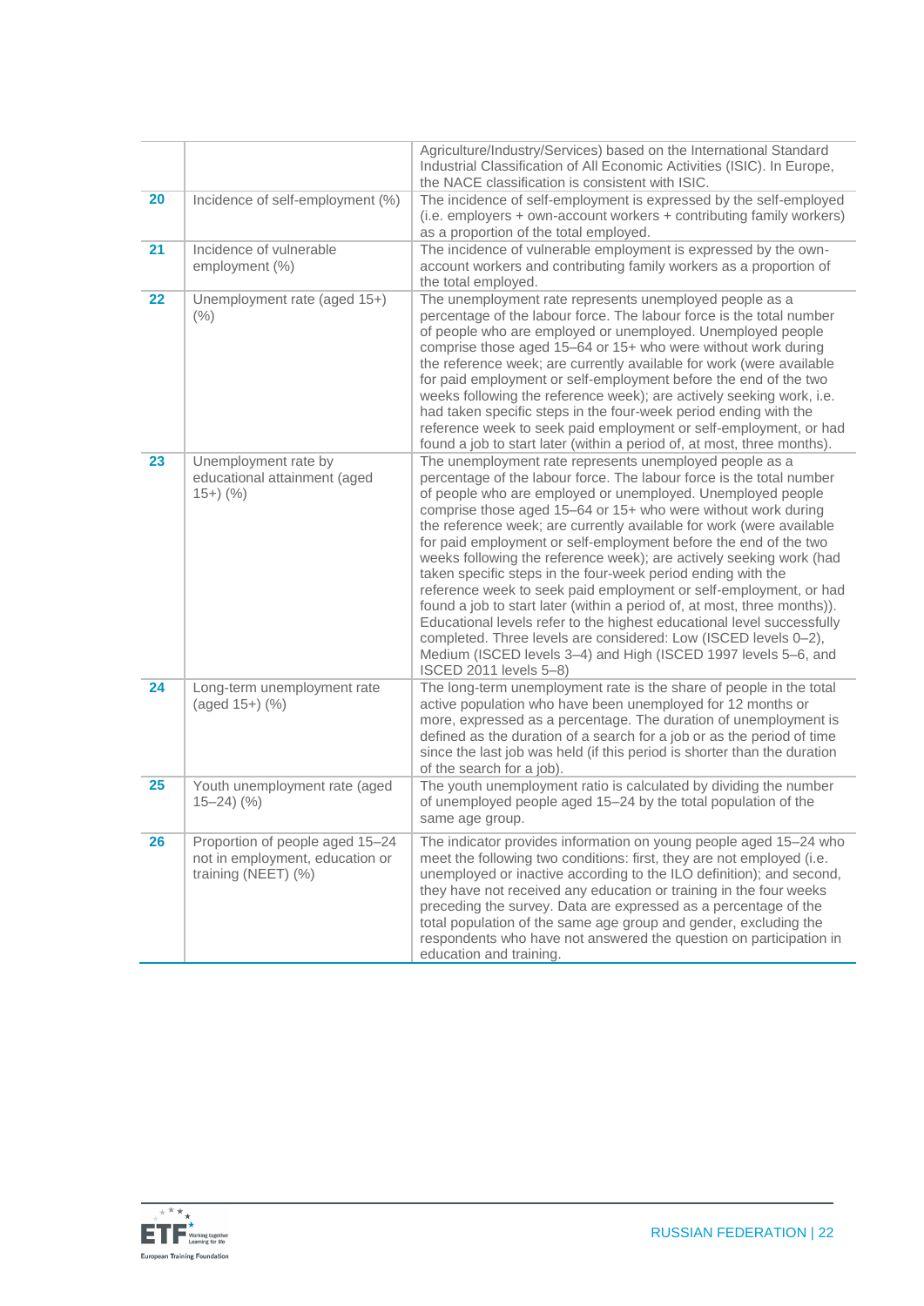| | | |
|---|---|---|
| | | Agriculture/Industry/Services) based on the International Standard Industrial Classification of All Economic Activities (ISIC). In Europe, the NACE classification is consistent with ISIC. |
| **20** | Incidence of self-employment (%) | The incidence of self-employment is expressed by the self-employed (i.e. employers + own-account workers + contributing family workers) as a proportion of the total employed. |
| **21** | Incidence of vulnerable employment (%) | The incidence of vulnerable employment is expressed by the own-account workers and contributing family workers as a proportion of the total employed. |
| **22** | Unemployment rate (aged 15+) (%) | The unemployment rate represents unemployed people as a percentage of the labour force. The labour force is the total number of people who are employed or unemployed. Unemployed people comprise those aged 15–64 or 15+ who were without work during the reference week; are currently available for work (were available for paid employment or self-employment before the end of the two weeks following the reference week); are actively seeking work, i.e. had taken specific steps in the four-week period ending with the reference week to seek paid employment or self-employment, or had found a job to start later (within a period of, at most, three months). |
| **23** | Unemployment rate by educational attainment (aged 15+) (%) | The unemployment rate represents unemployed people as a percentage of the labour force. The labour force is the total number of people who are employed or unemployed. Unemployed people comprise those aged 15–64 or 15+ who were without work during the reference week; are currently available for work (were available for paid employment or self-employment before the end of the two weeks following the reference week); are actively seeking work (had taken specific steps in the four-week period ending with the reference week to seek paid employment or self-employment, or had found a job to start later (within a period of, at most, three months)). Educational levels refer to the highest educational level successfully completed. Three levels are considered: Low (ISCED levels 0–2), Medium (ISCED levels 3–4) and High (ISCED 1997 levels 5–6, and ISCED 2011 levels 5–8) |
| **24** | Long-term unemployment rate (aged 15+) (%) | The long-term unemployment rate is the share of people in the total active population who have been unemployed for 12 months or more, expressed as a percentage. The duration of unemployment is defined as the duration of a search for a job or as the period of time since the last job was held (if this period is shorter than the duration of the search for a job). |
| **25** | Youth unemployment rate (aged 15–24) (%) | The youth unemployment ratio is calculated by dividing the number of unemployed people aged 15–24 by the total population of the same age group. |
| **26** | Proportion of people aged 15–24 not in employment, education or training (NEET) (%) | The indicator provides information on young people aged 15–24 who meet the following two conditions: first, they are not employed (i.e. unemployed or inactive according to the ILO definition); and second, they have not received any education or training in the four weeks preceding the survey. Data are expressed as a percentage of the total population of the same age group and gender, excluding the respondents who have not answered the question on participation in education and training. |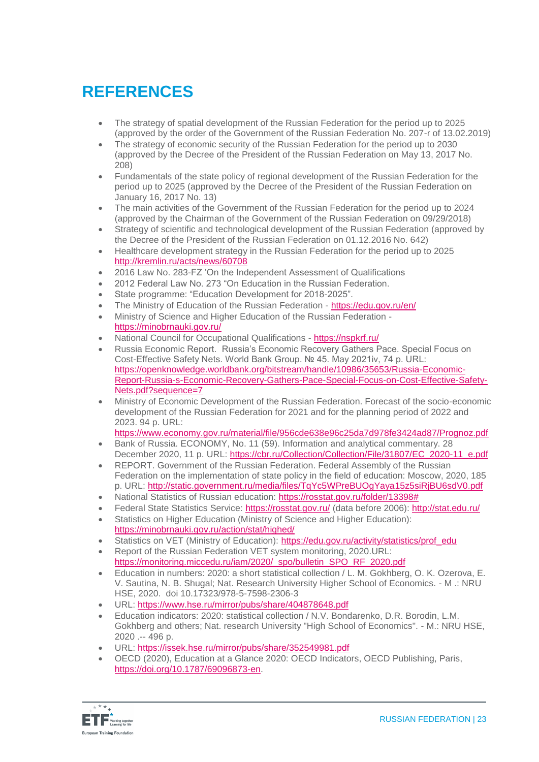# REFERENCES

- The strategy of spatial development of the Russian Federation for the period up to 2025 (approved by the order of the Government of the Russian Federation No. 207-r of 13.02.2019)
- The strategy of economic security of the Russian Federation for the period up to 2030 (approved by the Decree of the President of the Russian Federation on May 13, 2017 No. 208)
- Fundamentals of the state policy of regional development of the Russian Federation for the period up to 2025 (approved by the Decree of the President of the Russian Federation on January 16, 2017 No. 13)
- The main activities of the Government of the Russian Federation for the period up to 2024 (approved by the Chairman of the Government of the Russian Federation on 09/29/2018)
- Strategy of scientific and technological development of the Russian Federation (approved by the Decree of the President of the Russian Federation on 01.12.2016 No. 642)
- Healthcare development strategy in the Russian Federation for the period up to 2025 http://kremlin.ru/acts/news/60708
- 2016 Law No. 283-FZ 'On the Independent Assessment of Qualifications
- 2012 Federal Law No. 273 "On Education in the Russian Federation.
- State programme: "Education Development for 2018-2025".
- The Ministry of Education of the Russian Federation - https://edu.gov.ru/en/
- Ministry of Science and Higher Education of the Russian Federation - https://minobrnauki.gov.ru/
- National Council for Occupational Qualifications - https://nspkrf.ru/
- Russia Economic Report. Russia's Economic Recovery Gathers Pace. Special Focus on Cost-Effective Safety Nets. World Bank Group. № 45. May 2021iv, 74 p. URL: https://openknowledge.worldbank.org/bitstream/handle/10986/35653/Russia-Economic-Report-Russia-s-Economic-Recovery-Gathers-Pace-Special-Focus-on-Cost-Effective-Safety-Nets.pdf?sequence=7
- Ministry of Economic Development of the Russian Federation. Forecast of the socio-economic development of the Russian Federation for 2021 and for the planning period of 2022 and 2023. 94 p. URL: https://www.economy.gov.ru/material/file/956cde638e96c25da7d978fe3424ad87/Prognoz.pdf
- Bank of Russia. ECONOMY, No. 11 (59). Information and analytical commentary. 28 December 2020, 11 p. URL: https://cbr.ru/Collection/Collection/File/31807/EC_2020-11_e.pdf
- REPORT. Government of the Russian Federation. Federal Assembly of the Russian Federation on the implementation of state policy in the field of education: Moscow, 2020, 185 p. URL: http://static.government.ru/media/files/TqYc5WPreBUOgYaya15z5siRjBU6sdV0.pdf
- National Statistics of Russian education: https://rosstat.gov.ru/folder/13398#
- Federal State Statistics Service: https://rosstat.gov.ru/ (data before 2006): http://stat.edu.ru/
- Statistics on Higher Education (Ministry of Science and Higher Education): https://minobrnauki.gov.ru/action/stat/highed/
- Statistics on VET (Ministry of Education): https://edu.gov.ru/activity/statistics/prof_edu
- Report of the Russian Federation VET system monitoring, 2020.URL: https://monitoring.miccedu.ru/iam/2020/_spo/bulletin_SPO_RF_2020.pdf
- Education in numbers: 2020: a short statistical collection / L. M. Gokhberg, O. K. Ozerova, E. V. Sautina, N. B. Shugal; Nat. Research University Higher School of Economics. - M .: NRU HSE, 2020. doi 10.17323/978-5-7598-2306-3
- URL: https://www.hse.ru/mirror/pubs/share/404878648.pdf
- Education indicators: 2020: statistical collection / N.V. Bondarenko, D.R. Borodin, L.M. Gokhberg and others; Nat. research University "High School of Economics". - M.: NRU HSE, 2020 .-- 496 p.
- URL: https://issek.hse.ru/mirror/pubs/share/352549981.pdf
- OECD (2020), Education at a Glance 2020: OECD Indicators, OECD Publishing, Paris, https://doi.org/10.1787/69096873-en.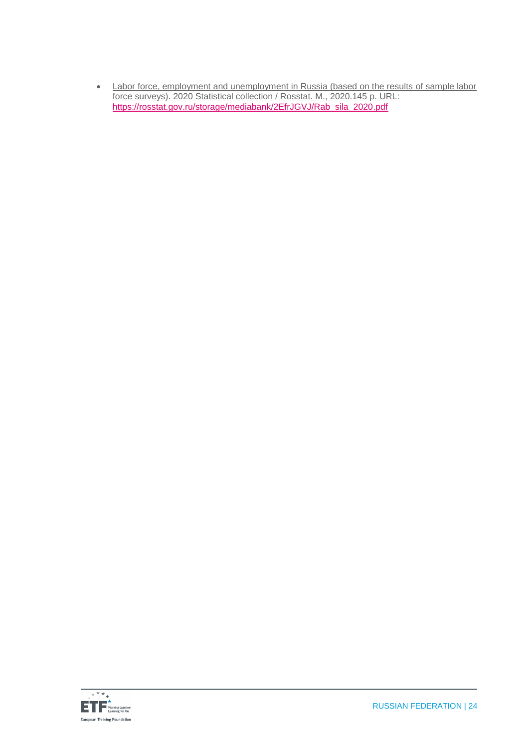- Labor force, employment and unemployment in Russia (based on the results of sample labor force surveys). 2020 Statistical collection / Rosstat. M., 2020.145 p. URL: https://rosstat.gov.ru/storage/mediabank/2EfrJGVJ/Rab_sila_2020.pdf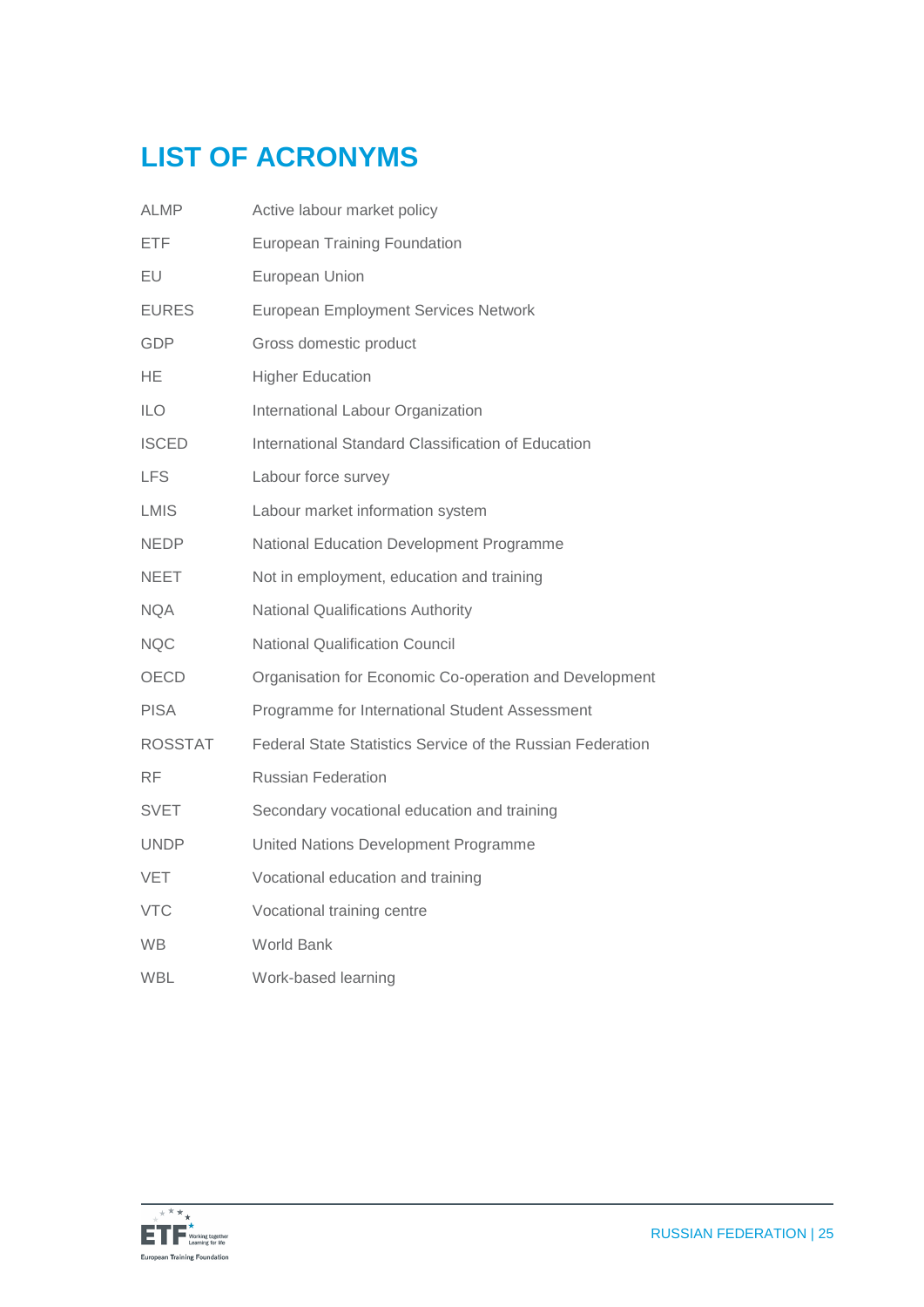# LIST OF ACRONYMS

| | |
|---|---|
| ALMP | Active labour market policy |
| ETF | European Training Foundation |
| EU | European Union |
| EURES | European Employment Services Network |
| GDP | Gross domestic product |
| HE | Higher Education |
| ILO | International Labour Organization |
| ISCED | International Standard Classification of Education |
| LFS | Labour force survey |
| LMIS | Labour market information system |
| NEDP | National Education Development Programme |
| NEET | Not in employment, education and training |
| NQA | National Qualifications Authority |
| NQC | National Qualification Council |
| OECD | Organisation for Economic Co-operation and Development |
| PISA | Programme for International Student Assessment |
| ROSSTAT | Federal State Statistics Service of the Russian Federation |
| RF | Russian Federation |
| SVET | Secondary vocational education and training |
| UNDP | United Nations Development Programme |
| VET | Vocational education and training |
| VTC | Vocational training centre |
| WB | World Bank |
| WBL | Work-based learning |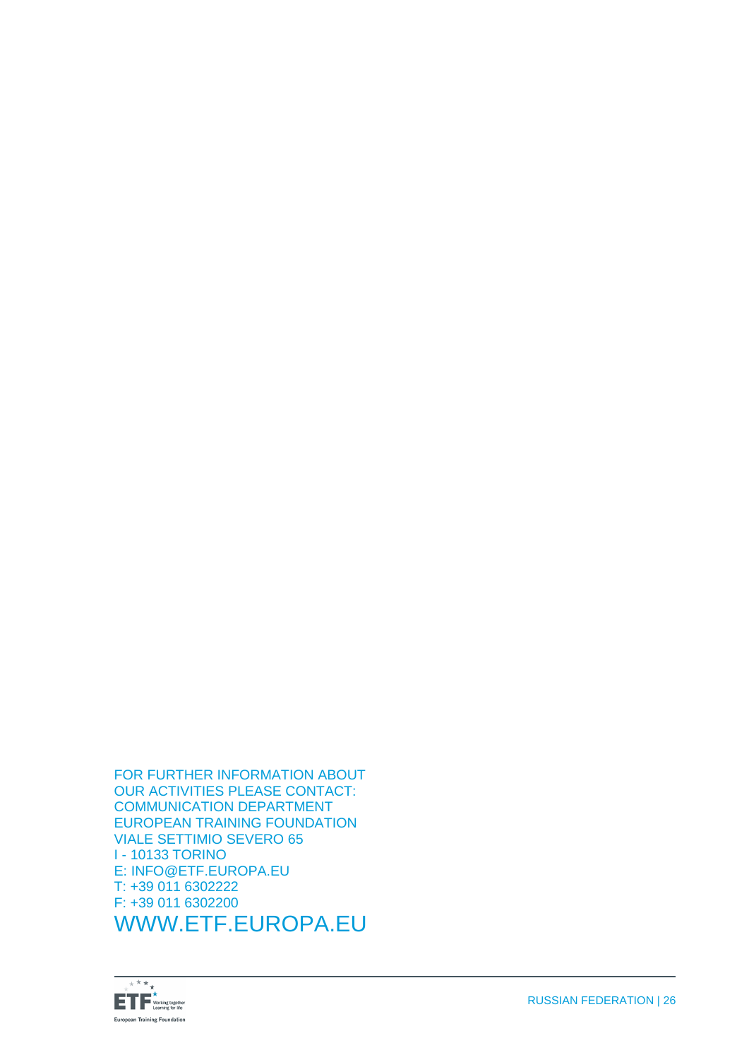FOR FURTHER INFORMATION ABOUT
OUR ACTIVITIES PLEASE CONTACT:
COMMUNICATION DEPARTMENT
EUROPEAN TRAINING FOUNDATION
VIALE SETTIMIO SEVERO 65
I - 10133 TORINO
E: INFO@ETF.EUROPA.EU
T: +39 011 6302222
F: +39 011 6302200

WWW.ETF.EUROPA.EU